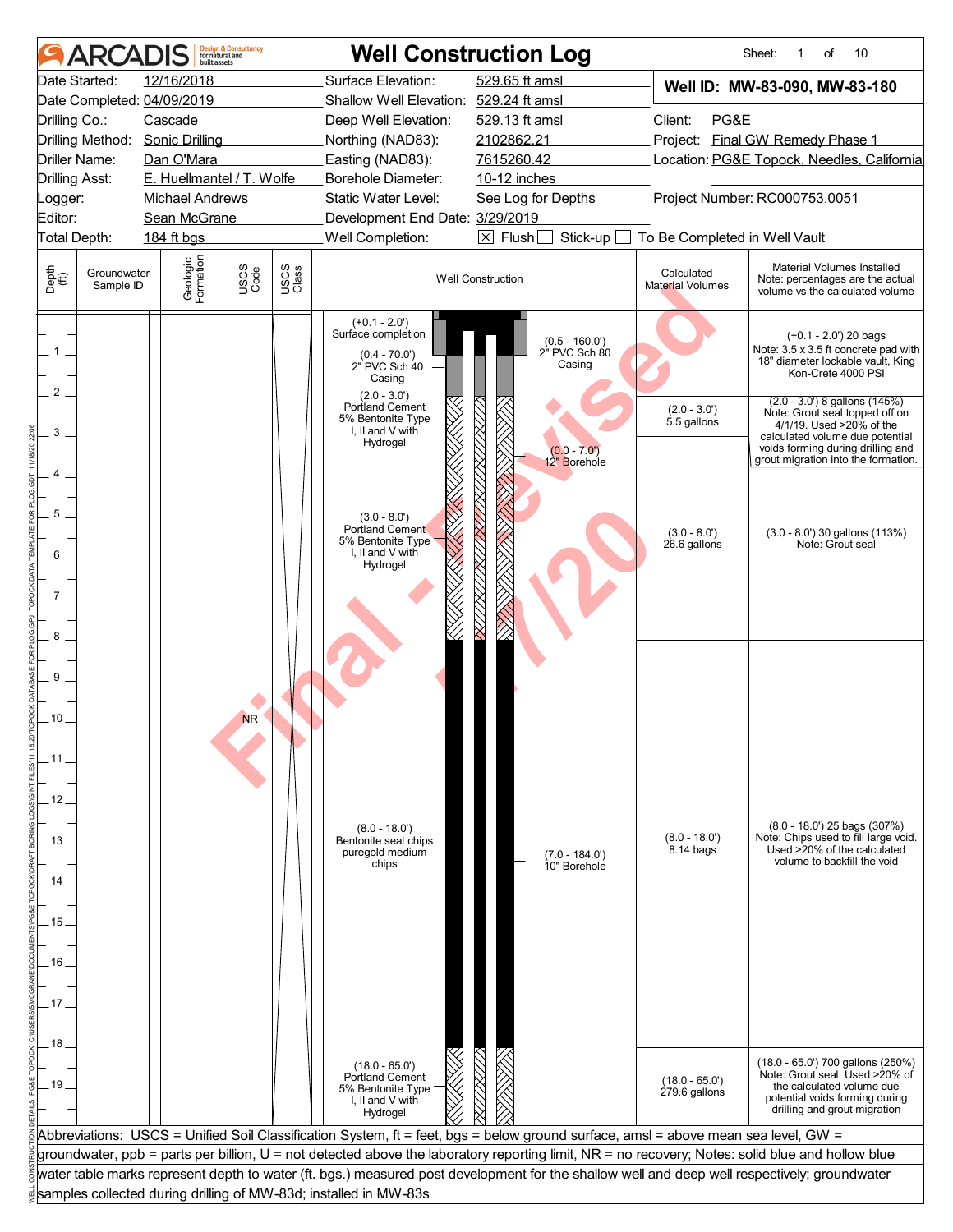# ARCADIS — Well Construction Log

Sheet: 1 of 10

| | | | |
|---|---|---|---|
| Date Started: | 12/16/2018 | Surface Elevation: | 529.65 ft amsl |
| Date Completed: | 04/09/2019 | Shallow Well Elevation: | 529.24 ft amsl |
| Drilling Co.: | Cascade | Deep Well Elevation: | 529.13 ft amsl |
| Drilling Method: | Sonic Drilling | Northing (NAD83): | 2102862.21 |
| Driller Name: | Dan O'Mara | Easting (NAD83): | 7615260.42 |
| Drilling Asst: | E. Huellmantel / T. Wolfe | Borehole Diameter: | 10-12 inches |
| Logger: | Michael Andrews | Static Water Level: | See Log for Depths |
| Editor: | Sean McGrane | Development End Date: | 3/29/2019 |
| Total Depth: | 184 ft bgs | Well Completion: | [X] Flush [ ] Stick-up [ ] To Be Completed in Well Vault |

**Well ID: MW-83-090, MW-83-180**

Client: PG&E
Project: Final GW Remedy Phase 1
Location: PG&E Topock, Needles, California
Project Number: RC000753.0051

| Depth (ft) | Groundwater Sample ID | Geologic Formation | USCS Code | USCS Class | Well Construction | Calculated Material Volumes | Material Volumes Installed (Note: percentages are the actual volume vs the calculated volume) |
|---|---|---|---|---|---|---|---|
| +0.1 – 2.0 | | | | | (+0.1 - 2.0') Surface completion; (0.4 - 70.0') 2" PVC Sch 40 Casing; (0.5 - 160.0') 2" PVC Sch 80 Casing | | (+0.1 - 2.0') 20 bags Note: 3.5 x 3.5 ft concrete pad with 18" diameter lockable vault, King Kon-Crete 4000 PSI |
| 2.0 – 3.0 | | | | | (2.0 - 3.0') Portland Cement 5% Bentonite Type I, II and V with Hydrogel; (0.0 - 7.0') 12" Borehole | (2.0 - 3.0') 5.5 gallons | (2.0 - 3.0') 8 gallons (145%) Note: Grout seal topped off on 4/1/19. Used >20% of the calculated volume due potential voids forming during drilling and grout migration into the formation. |
| 3.0 – 8.0 | | | | | (3.0 - 8.0') Portland Cement 5% Bentonite Type I, II and V with Hydrogel | (3.0 - 8.0') 26.6 gallons | (3.0 - 8.0') 30 gallons (113%) Note: Grout seal |
| 8.0 – 18.0 | | | NR | | (8.0 - 18.0') Bentonite seal chips puregold medium chips; (7.0 - 184.0') 10" Borehole | (8.0 - 18.0') 8.14 bags | (8.0 - 18.0') 25 bags (307%) Note: Chips used to fill large void. Used >20% of the calculated volume to backfill the void |
| 18.0 – 65.0 | | | | | (18.0 - 65.0') Portland Cement 5% Bentonite Type I, II and V with Hydrogel | (18.0 - 65.0') 279.6 gallons | (18.0 - 65.0') 700 gallons (250%) Note: Grout seal. Used >20% of the calculated volume due potential voids forming during drilling and grout migration |

Abbreviations: USCS = Unified Soil Classification System, ft = feet, bgs = below ground surface, amsl = above mean sea level, GW = groundwater, ppb = parts per billion, U = not detected above the laboratory reporting limit, NR = no recovery; Notes: solid blue and hollow blue water table marks represent depth to water (ft. bgs.) measured post development for the shallow well and deep well respectively; groundwater samples collected during drilling of MW-83d; installed in MW-83s

Final - Revised 11/18/20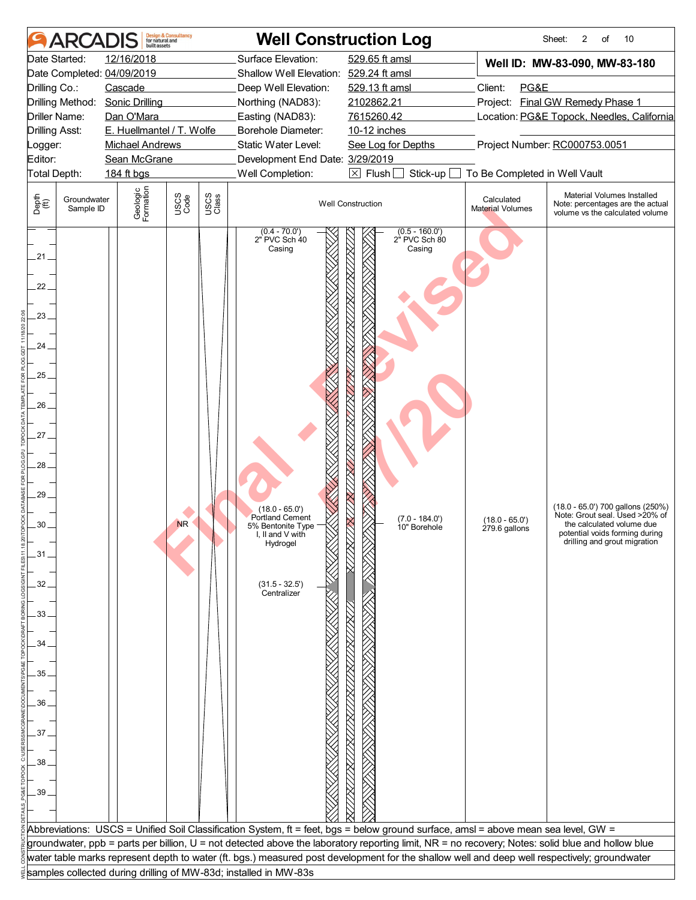# Well Construction Log

| | | | | | |
|---|---|---|---|---|---|
| Date Started: | 12/16/2018 | Surface Elevation: | 529.65 ft amsl | **Well ID: MW-83-090, MW-83-180** | |
| Date Completed: | 04/09/2019 | Shallow Well Elevation: | 529.24 ft amsl | | |
| Drilling Co.: | Cascade | Deep Well Elevation: | 529.13 ft amsl | Client: | PG&E |
| Drilling Method: | Sonic Drilling | Northing (NAD83): | 2102862.21 | Project: | Final GW Remedy Phase 1 |
| Driller Name: | Dan O'Mara | Easting (NAD83): | 7615260.42 | Location: | PG&E Topock, Needles, California |
| Drilling Asst: | E. Huellmantel / T. Wolfe | Borehole Diameter: | 10-12 inches | | |
| Logger: | Michael Andrews | Static Water Level: | See Log for Depths | Project Number: | RC000753.0051 |
| Editor: | Sean McGrane | Development End Date: | 3/29/2019 | | |
| Total Depth: | 184 ft bgs | Well Completion: | ☒ Flush ☐ Stick-up ☐ To Be Completed in Well Vault | | |

| Depth (ft) | Groundwater Sample ID | Geologic Formation | USCS Code | USCS Class | Well Construction | Calculated Material Volumes | Material Volumes Installed Note: percentages are the actual volume vs the calculated volume |
|---|---|---|---|---|---|---|---|
| 21–29 | | | | | (0.4 - 70.0') 2" PVC Sch 40 Casing; (0.5 - 160.0') 2" PVC Sch 80 Casing | | |
| 30 | | | NR | | (18.0 - 65.0') Portland Cement 5% Bentonite Type I, II and V with Hydrogel; (7.0 - 184.0') 10" Borehole | (18.0 - 65.0') 279.6 gallons | (18.0 - 65.0') 700 gallons (250%) Note: Grout seal. Used >20% of the calculated volume due potential voids forming during drilling and grout migration |
| 32 | | | | | (31.5 - 32.5') Centralizer | | |
| 33–39 | | | | | | | |

Abbreviations: USCS = Unified Soil Classification System, ft = feet, bgs = below ground surface, amsl = above mean sea level, GW = groundwater, ppb = parts per billion, U = not detected above the laboratory reporting limit, NR = no recovery; Notes: solid blue and hollow blue water table marks represent depth to water (ft. bgs.) measured post development for the shallow well and deep well respectively; groundwater samples collected during drilling of MW-83d; installed in MW-83s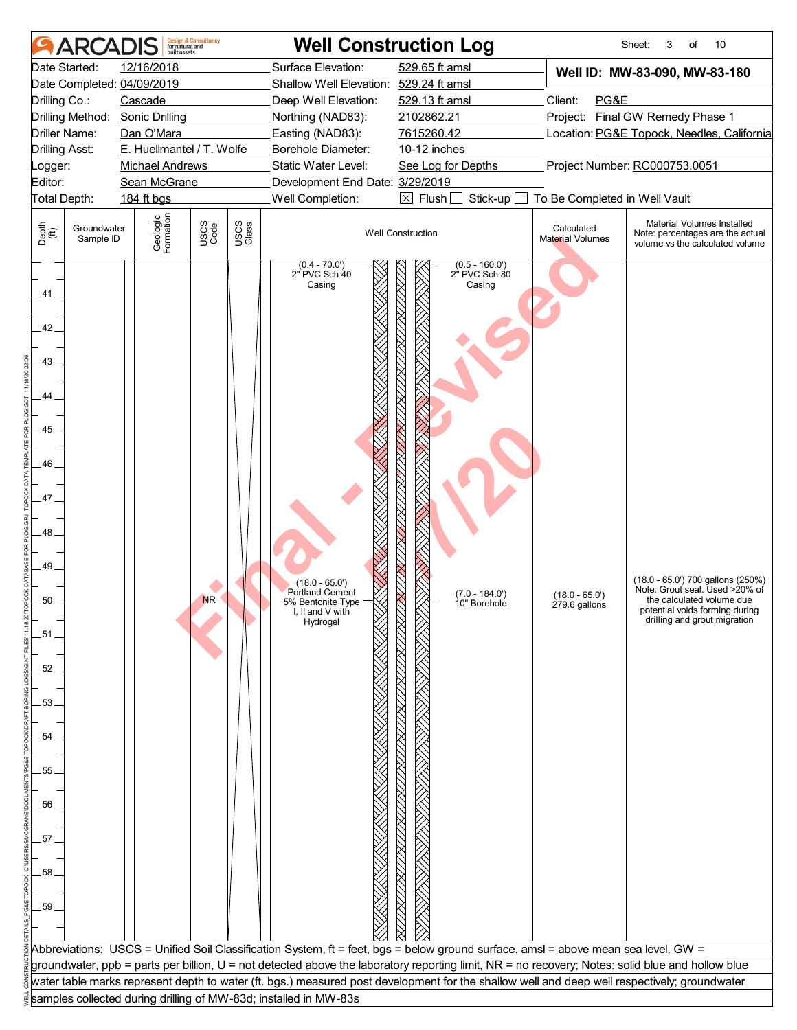# ARCADIS Well Construction Log

**Well ID: MW-83-090, MW-83-180**

| | | | | | |
|---|---|---|---|---|---|
| Date Started: | 12/16/2018 | Surface Elevation: | 529.65 ft amsl | Client: | PG&E |
| Date Completed: | 04/09/2019 | Shallow Well Elevation: | 529.24 ft amsl | Project: | Final GW Remedy Phase 1 |
| Drilling Co.: | Cascade | Deep Well Elevation: | 529.13 ft amsl | Location: | PG&E Topock, Needles, California |
| Drilling Method: | Sonic Drilling | Northing (NAD83): | 2102862.21 | Project Number: | RC000753.0051 |
| Driller Name: | Dan O'Mara | Easting (NAD83): | 7615260.42 | | |
| Drilling Asst: | E. Huellmantel / T. Wolfe | Borehole Diameter: | 10-12 inches | | |
| Logger: | Michael Andrews | Static Water Level: | See Log for Depths | | |
| Editor: | Sean McGrane | Development End Date: | 3/29/2019 | | |
| Total Depth: | 184 ft bgs | Well Completion: | ☒ Flush ☐ Stick-up ☐ To Be Completed in Well Vault | | |

| Depth (ft) | Groundwater Sample ID | Geologic Formation | USCS Code | USCS Class | Well Construction | Calculated Material Volumes | Material Volumes Installed Note: percentages are the actual volume vs the calculated volume |
|---|---|---|---|---|---|---|---|
| 41–59 | | | NR | | (0.4 - 70.0') 2" PVC Sch 40 Casing; (0.5 - 160.0') 2" PVC Sch 80 Casing; (18.0 - 65.0') Portland Cement 5% Bentonite Type I, II and V with Hydrogel; (7.0 - 184.0') 10" Borehole | (18.0 - 65.0') 279.6 gallons | (18.0 - 65.0') 700 gallons (250%) Note: Grout seal. Used >20% of the calculated volume due potential voids forming during drilling and grout migration |

Abbreviations: USCS = Unified Soil Classification System, ft = feet, bgs = below ground surface, amsl = above mean sea level, GW = groundwater, ppb = parts per billion, U = not detected above the laboratory reporting limit, NR = no recovery; Notes: solid blue and hollow blue water table marks represent depth to water (ft. bgs.) measured post development for the shallow well and deep well respectively; groundwater samples collected during drilling of MW-83d; installed in MW-83s

Final - Revised 11/7/20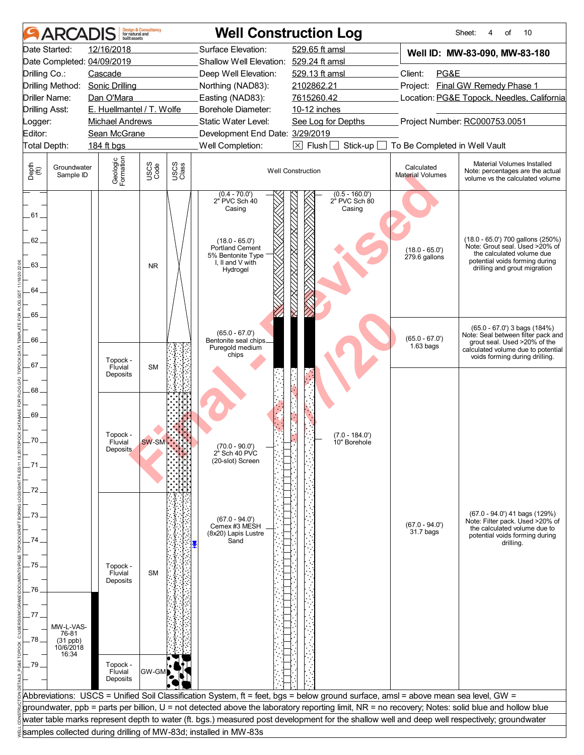# ARCADIS — Well Construction Log

Sheet: 4 of 10

| | | | |
|---|---|---|---|
| Date Started: | 12/16/2018 | Surface Elevation: | 529.65 ft amsl |
| Date Completed: | 04/09/2019 | Shallow Well Elevation: | 529.24 ft amsl |
| Drilling Co.: | Cascade | Deep Well Elevation: | 529.13 ft amsl |
| Drilling Method: | Sonic Drilling | Northing (NAD83): | 2102862.21 |
| Driller Name: | Dan O'Mara | Easting (NAD83): | 7615260.42 |
| Drilling Asst: | E. Huellmantel / T. Wolfe | Borehole Diameter: | 10-12 inches |
| Logger: | Michael Andrews | Static Water Level: | See Log for Depths |
| Editor: | Sean McGrane | Development End Date: | 3/29/2019 |
| Total Depth: | 184 ft bgs | Well Completion: | ☒ Flush ☐ Stick-up ☐ To Be Completed in Well Vault |

**Well ID: MW-83-090, MW-83-180**

Client: PG&E
Project: Final GW Remedy Phase 1
Location: PG&E Topock, Needles, California
Project Number: RC000753.0051

| Depth (ft) | Groundwater Sample ID | Geologic Formation | USCS Code | Well Construction | Calculated Material Volumes | Material Volumes Installed (Note: percentages are the actual volume vs the calculated volume) |
|---|---|---|---|---|---|---|
| 61–66 | | | NR | (0.4 - 70.0') 2" PVC Sch 40 Casing; (0.5 - 160.0') 2" PVC Sch 80 Casing; (18.0 - 65.0') Portland Cement 5% Bentonite Type I, II and V with Hydrogel | (18.0 - 65.0') 279.6 gallons | (18.0 - 65.0') 700 gallons (250%) Note: Grout seal. Used >20% of the calculated volume due potential voids forming during drilling and grout migration |
| 65–67 | | | | (65.0 - 67.0') Bentonite seal chips Puregold medium chips | (65.0 - 67.0') 1.63 bags | (65.0 - 67.0') 3 bags (184%) Note: Seal between filter pack and grout seal. Used >20% of the calculated volume due to potential voids forming during drilling. |
| 66–68 | | Topock - Fluvial Deposits | SM | | | |
| 68–72 | | Topock - Fluvial Deposits | SW-SM | (7.0 - 184.0') 10" Borehole; (70.0 - 90.0') 2" Sch 40 PVC (20-slot) Screen | | |
| 72–78.5 | | Topock - Fluvial Deposits | SM | (67.0 - 94.0') Cemex #3 MESH (8x20) Lapis Lustre Sand | (67.0 - 94.0') 31.7 bags | (67.0 - 94.0') 41 bags (129%) Note: Filter pack. Used >20% of the calculated volume due to potential voids forming during drilling. |
| 76–81 | MW-L-VAS-76-81 (31 ppb) 10/6/2018 16:34 | | | | | |
| 78.5–80 | | Topock - Fluvial Deposits | GW-GM | | | |

Water table mark (hollow blue) at approximately 74 ft bgs.

Abbreviations: USCS = Unified Soil Classification System, ft = feet, bgs = below ground surface, amsl = above mean sea level, GW = groundwater, ppb = parts per billion, U = not detected above the laboratory reporting limit, NR = no recovery; Notes: solid blue and hollow blue water table marks represent depth to water (ft. bgs.) measured post development for the shallow well and deep well respectively; groundwater samples collected during drilling of MW-83d; installed in MW-83s

Final - Revised 6/1/20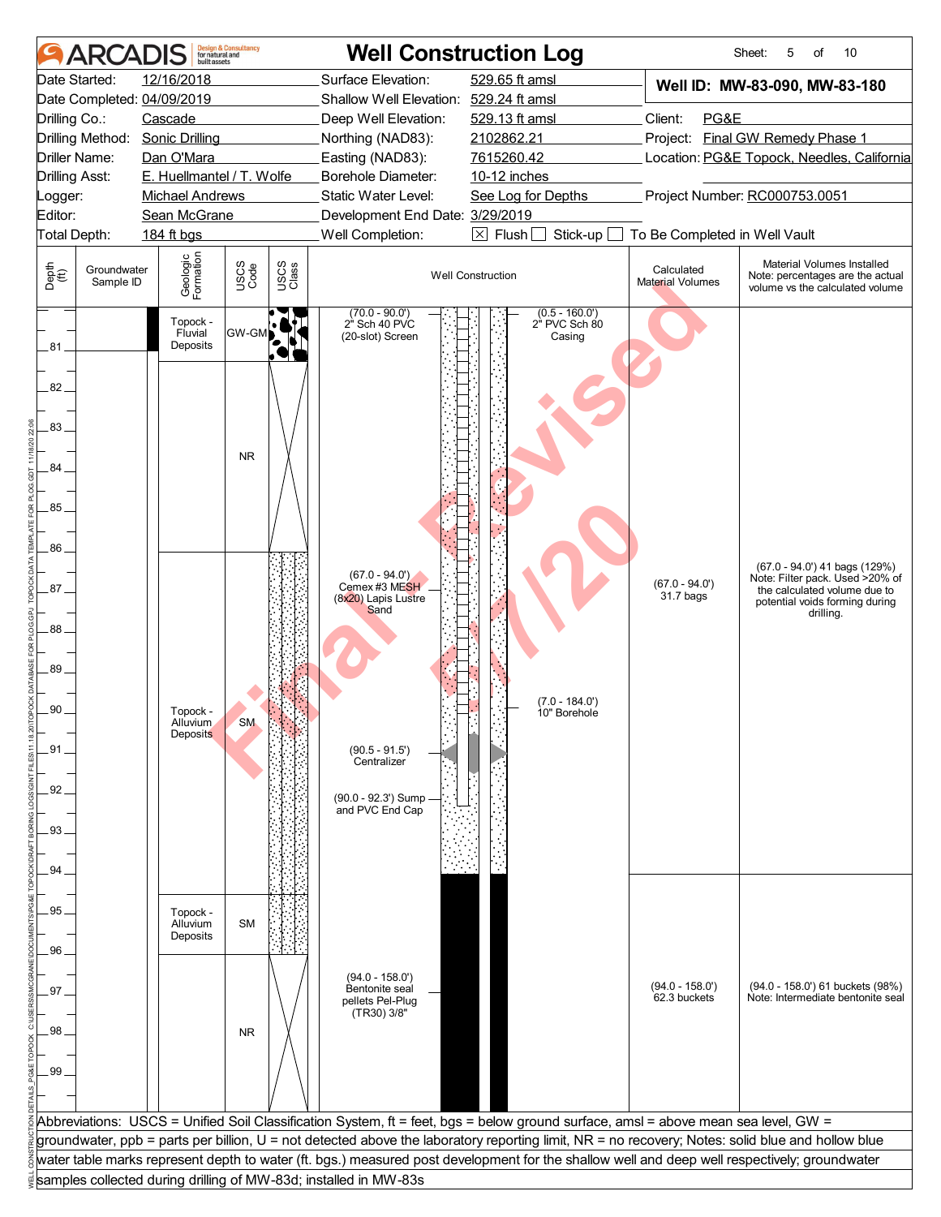# ARCADIS — Well Construction Log

Sheet: 5 of 10

| | | | |
|---|---|---|---|
| Date Started: | 12/16/2018 | Surface Elevation: | 529.65 ft amsl |
| Date Completed: | 04/09/2019 | Shallow Well Elevation: | 529.24 ft amsl |
| Drilling Co.: | Cascade | Deep Well Elevation: | 529.13 ft amsl |
| Drilling Method: | Sonic Drilling | Northing (NAD83): | 2102862.21 |
| Driller Name: | Dan O'Mara | Easting (NAD83): | 7615260.42 |
| Drilling Asst: | E. Huellmantel / T. Wolfe | Borehole Diameter: | 10-12 inches |
| Logger: | Michael Andrews | Static Water Level: | See Log for Depths |
| Editor: | Sean McGrane | Development End Date: | 3/29/2019 |
| Total Depth: | 184 ft bgs | Well Completion: | [X] Flush [ ] Stick-up [ ] To Be Completed in Well Vault |

**Well ID: MW-83-090, MW-83-180**

Client: PG&E
Project: Final GW Remedy Phase 1
Location: PG&E Topock, Needles, California
Project Number: RC000753.0051

| Depth (ft) | Groundwater Sample ID | Geologic Formation | USCS Code | Well Construction | Calculated Material Volumes | Material Volumes Installed (Note: percentages are the actual volume vs the calculated volume) |
|---|---|---|---|---|---|---|
| 80–81 | | Topock - Fluvial Deposits | GW-GM | (70.0 - 90.0') 2" Sch 40 PVC (20-slot) Screen; (0.5 - 160.0') 2" PVC Sch 80 Casing | | |
| 81–86 | | | NR | | | |
| 86–95 | | Topock - Alluvium Deposits | SM | (67.0 - 94.0') Cemex #3 MESH (8x20) Lapis Lustre Sand; (7.0 - 184.0') 10" Borehole; (90.5 - 91.5') Centralizer; (90.0 - 92.3') Sump and PVC End Cap | (67.0 - 94.0') 31.7 bags | (67.0 - 94.0') 41 bags (129%) Note: Filter pack. Used >20% of the calculated volume due to potential voids forming during drilling. |
| 95–96 | | Topock - Alluvium Deposits | SM | | | |
| 96–100 | | | NR | (94.0 - 158.0') Bentonite seal pellets Pel-Plug (TR30) 3/8" | (94.0 - 158.0') 62.3 buckets | (94.0 - 158.0') 61 buckets (98%) Note: Intermediate bentonite seal |

Abbreviations: USCS = Unified Soil Classification System, ft = feet, bgs = below ground surface, amsl = above mean sea level, GW = groundwater, ppb = parts per billion, U = not detected above the laboratory reporting limit, NR = no recovery; Notes: solid blue and hollow blue water table marks represent depth to water (ft. bgs.) measured post development for the shallow well and deep well respectively; groundwater samples collected during drilling of MW-83d; installed in MW-83s

Final - Revised 6/1/20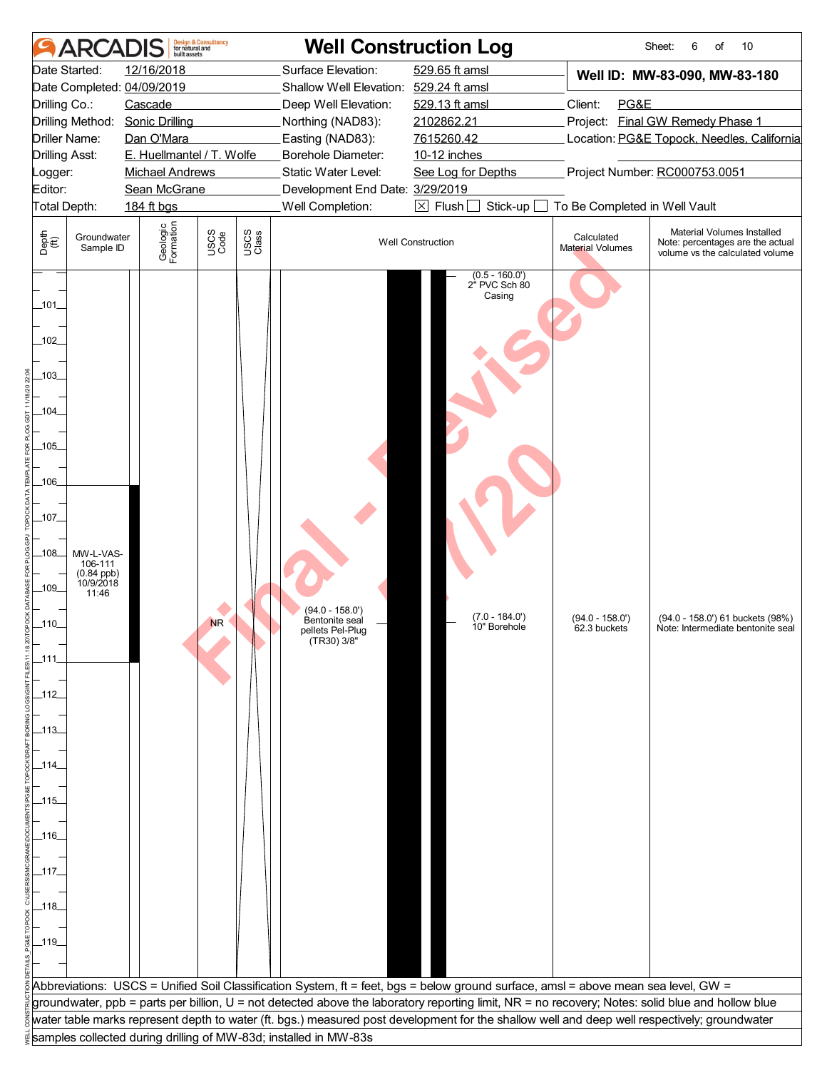# ARCADIS — Well Construction Log

Sheet: 6 of 10

| | | | |
|---|---|---|---|
| Date Started: | 12/16/2018 | Surface Elevation: | 529.65 ft amsl |
| Date Completed: | 04/09/2019 | Shallow Well Elevation: | 529.24 ft amsl |
| Drilling Co.: | Cascade | Deep Well Elevation: | 529.13 ft amsl |
| Drilling Method: | Sonic Drilling | Northing (NAD83): | 2102862.21 |
| Driller Name: | Dan O'Mara | Easting (NAD83): | 7615260.42 |
| Drilling Asst: | E. Huellmantel / T. Wolfe | Borehole Diameter: | 10-12 inches |
| Logger: | Michael Andrews | Static Water Level: | See Log for Depths |
| Editor: | Sean McGrane | Development End Date: | 3/29/2019 |
| Total Depth: | 184 ft bgs | Well Completion: | ☒ Flush ☐ Stick-up ☐ To Be Completed in Well Vault |

**Well ID: MW-83-090, MW-83-180**

Client: PG&E
Project: Final GW Remedy Phase 1
Location: PG&E Topock, Needles, California
Project Number: RC000753.0051

| Depth (ft) | Groundwater Sample ID | Geologic Formation | USCS Code | USCS Class | Well Construction | Calculated Material Volumes | Material Volumes Installed (Note: percentages are the actual volume vs the calculated volume) |
|---|---|---|---|---|---|---|---|
| 100–106 | | | | | (0.5 - 160.0') 2" PVC Sch 80 Casing | | |
| 106–111 | MW-L-VAS-106-111 (0.84 ppb) 10/9/2018 11:46 | | NR | | (94.0 - 158.0') Bentonite seal pellets Pel-Plug (TR30) 3/8"; (7.0 - 184.0') 10" Borehole | (94.0 - 158.0') 62.3 buckets | (94.0 - 158.0') 61 buckets (98%) Note: Intermediate bentonite seal |
| 111–120 | | | | | | | |

Final - Revised 11/20

Abbreviations: USCS = Unified Soil Classification System, ft = feet, bgs = below ground surface, amsl = above mean sea level, GW = groundwater, ppb = parts per billion, U = not detected above the laboratory reporting limit, NR = no recovery; Notes: solid blue and hollow blue water table marks represent depth to water (ft. bgs.) measured post development for the shallow well and deep well respectively; groundwater samples collected during drilling of MW-83d; installed in MW-83s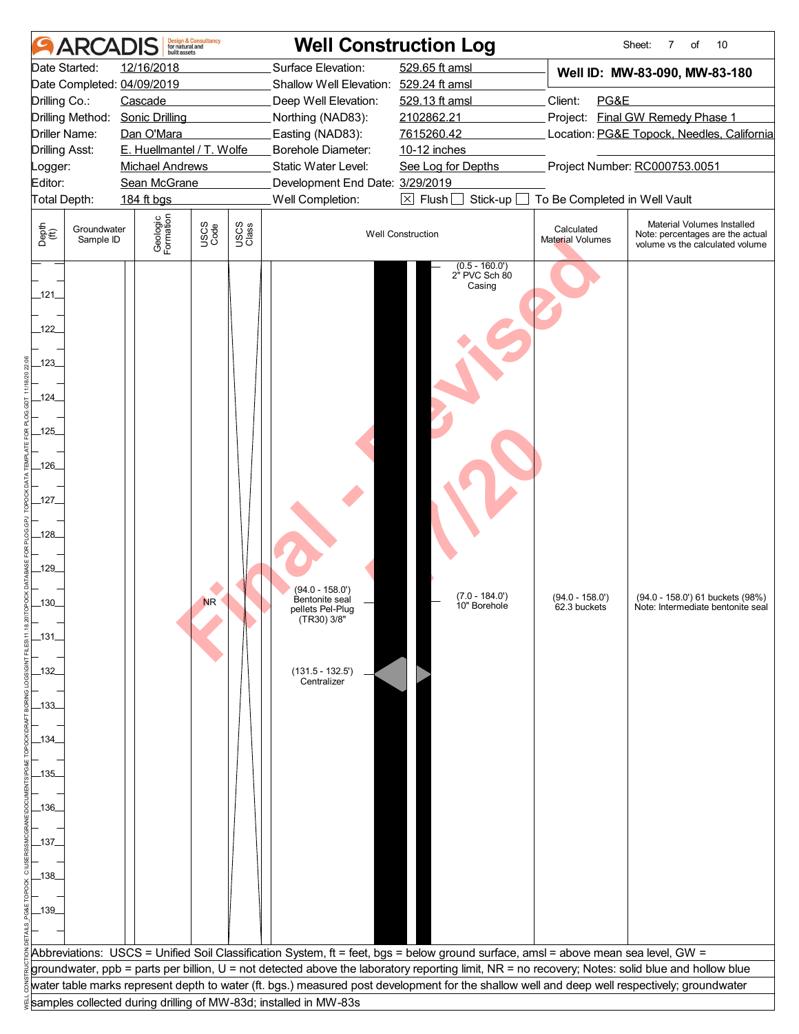# ARCADIS — Well Construction Log

Sheet: 7 of 10

| | | | |
|---|---|---|---|
| Date Started: | 12/16/2018 | Surface Elevation: | 529.65 ft amsl |
| Date Completed: | 04/09/2019 | Shallow Well Elevation: | 529.24 ft amsl |
| Drilling Co.: | Cascade | Deep Well Elevation: | 529.13 ft amsl |
| Drilling Method: | Sonic Drilling | Northing (NAD83): | 2102862.21 |
| Driller Name: | Dan O'Mara | Easting (NAD83): | 7615260.42 |
| Drilling Asst: | E. Huellmantel / T. Wolfe | Borehole Diameter: | 10-12 inches |
| Logger: | Michael Andrews | Static Water Level: | See Log for Depths |
| Editor: | Sean McGrane | Development End Date: | 3/29/2019 |
| Total Depth: | 184 ft bgs | Well Completion: | ☒ Flush ☐ Stick-up ☐ To Be Completed in Well Vault |

**Well ID: MW-83-090, MW-83-180**

Client: PG&E
Project: Final GW Remedy Phase 1
Location: PG&E Topock, Needles, California
Project Number: RC000753.0051

| Depth (ft) | Groundwater Sample ID | Geologic Formation | USCS Code | USCS Class | Well Construction | Calculated Material Volumes | Material Volumes Installed (Note: percentages are the actual volume vs the calculated volume) |
|---|---|---|---|---|---|---|---|
| 121–139 | | | NR | | (0.5 - 160.0') 2" PVC Sch 80 Casing; (94.0 - 158.0') Bentonite seal pellets Pel-Plug (TR30) 3/8"; (7.0 - 184.0') 10" Borehole; (131.5 - 132.5') Centralizer | (94.0 - 158.0') 62.3 buckets | (94.0 - 158.0') 61 buckets (98%) Note: Intermediate bentonite seal |

Abbreviations: USCS = Unified Soil Classification System, ft = feet, bgs = below ground surface, amsl = above mean sea level, GW = groundwater, ppb = parts per billion, U = not detected above the laboratory reporting limit, NR = no recovery; Notes: solid blue and hollow blue water table marks represent depth to water (ft. bgs.) measured post development for the shallow well and deep well respectively; groundwater samples collected during drilling of MW-83d; installed in MW-83s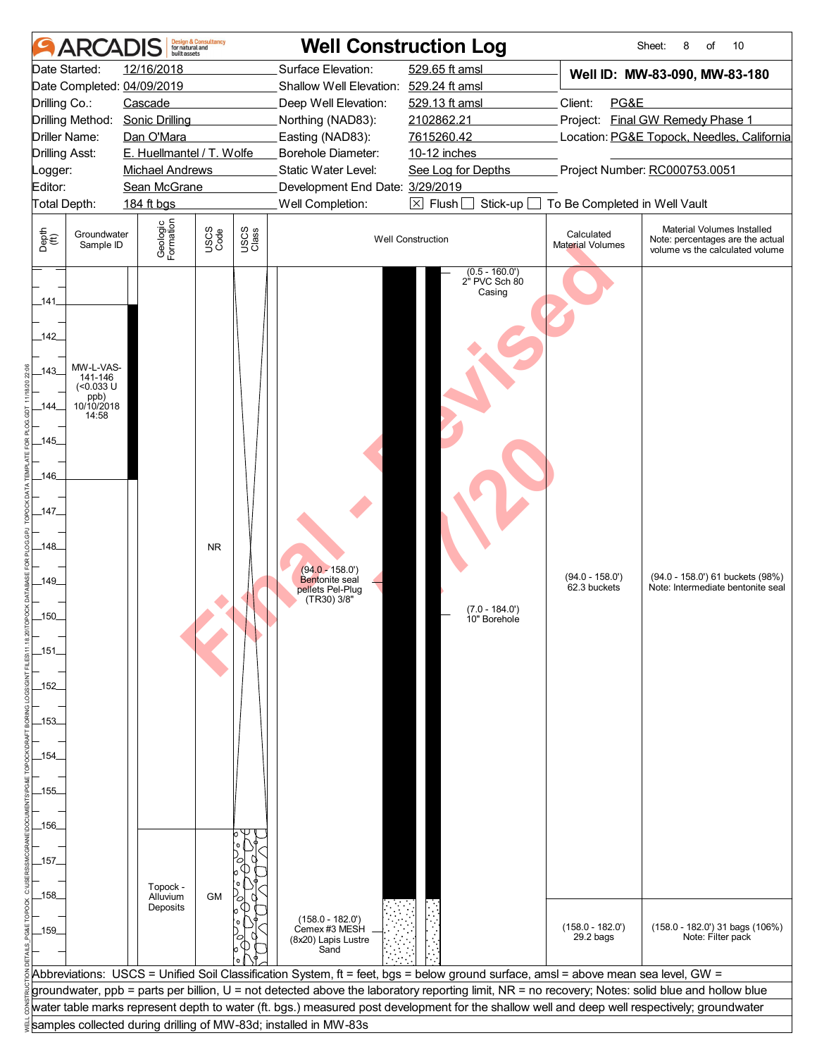# ARCADIS — Well Construction Log

Sheet: 8 of 10

| | | | |
|---|---|---|---|
| Date Started: | 12/16/2018 | Surface Elevation: | 529.65 ft amsl |
| Date Completed: | 04/09/2019 | Shallow Well Elevation: | 529.24 ft amsl |
| Drilling Co.: | Cascade | Deep Well Elevation: | 529.13 ft amsl |
| Drilling Method: | Sonic Drilling | Northing (NAD83): | 2102862.21 |
| Driller Name: | Dan O'Mara | Easting (NAD83): | 7615260.42 |
| Drilling Asst: | E. Huellmantel / T. Wolfe | Borehole Diameter: | 10-12 inches |
| Logger: | Michael Andrews | Static Water Level: | See Log for Depths |
| Editor: | Sean McGrane | Development End Date: | 3/29/2019 |
| Total Depth: | 184 ft bgs | Well Completion: | ☒ Flush ☐ Stick-up ☐ To Be Completed in Well Vault |

**Well ID: MW-83-090, MW-83-180**

Client: PG&E
Project: Final GW Remedy Phase 1
Location: PG&E Topock, Needles, California
Project Number: RC000753.0051

| Depth (ft) | Groundwater Sample ID | Geologic Formation | USCS Code | USCS Class | Well Construction | Calculated Material Volumes | Material Volumes Installed (Note: percentages are the actual volume vs the calculated volume) |
|---|---|---|---|---|---|---|---|
| 141–146 | MW-L-VAS-141-146 (<0.033 U ppb) 10/10/2018 14:58 | | | | (0.5 - 160.0') 2" PVC Sch 80 Casing | | |
| 141–156 | | | NR | | (94.0 - 158.0') Bentonite seal pellets Pel-Plug (TR30) 3/8"; (7.0 - 184.0') 10" Borehole | (94.0 - 158.0') 62.3 buckets | (94.0 - 158.0') 61 buckets (98%) Note: Intermediate bentonite seal |
| 156–160 | | Topock - Alluvium Deposits | GM | | (158.0 - 182.0') Cemex #3 MESH (8x20) Lapis Lustre Sand | (158.0 - 182.0') 29.2 bags | (158.0 - 182.0') 31 bags (106%) Note: Filter pack |

Abbreviations: USCS = Unified Soil Classification System, ft = feet, bgs = below ground surface, amsl = above mean sea level, GW = groundwater, ppb = parts per billion, U = not detected above the laboratory reporting limit, NR = no recovery; Notes: solid blue and hollow blue water table marks represent depth to water (ft. bgs.) measured post development for the shallow well and deep well respectively; groundwater samples collected during drilling of MW-83d; installed in MW-83s

Final - Revised 11/20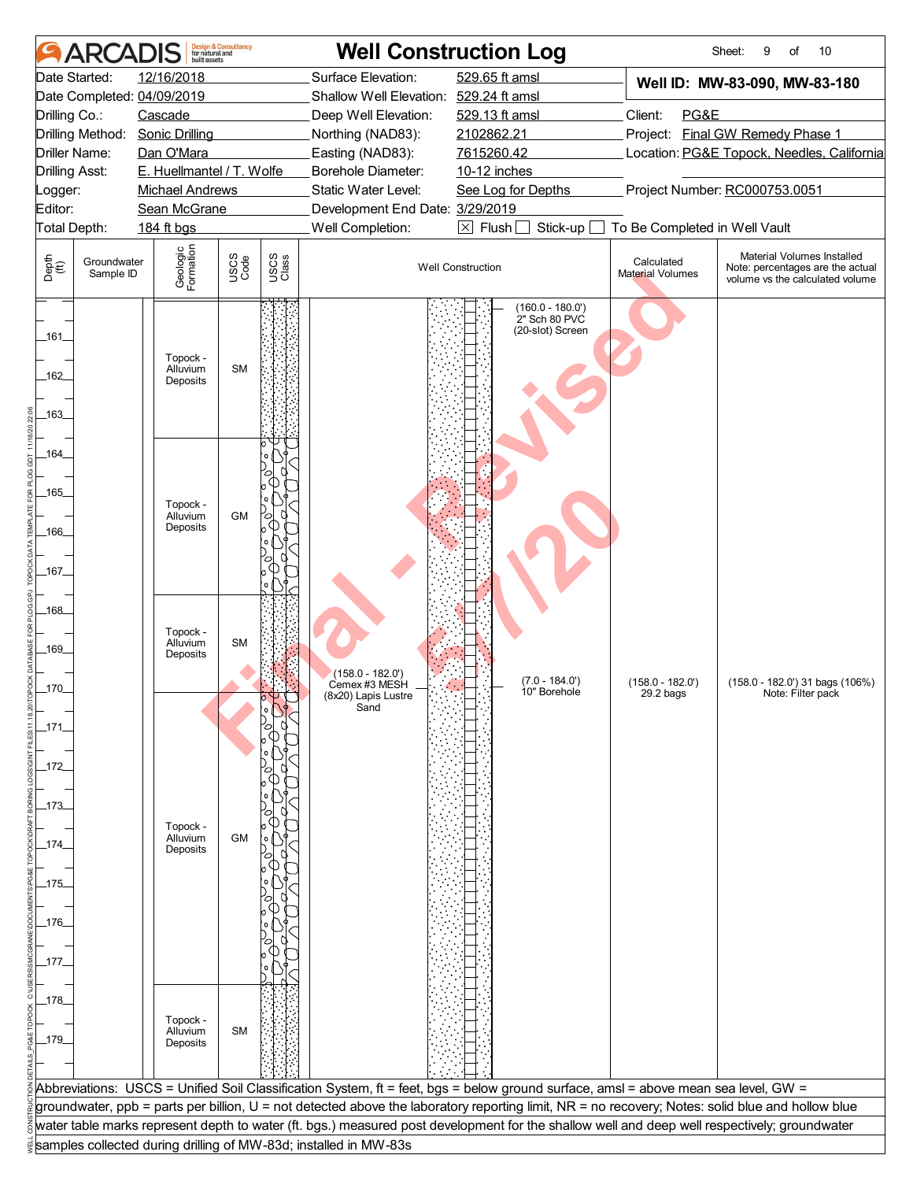# Well Construction Log

| | | | |
|---|---|---|---|
| Date Started: | 12/16/2018 | Surface Elevation: | 529.65 ft amsl |
| Date Completed: | 04/09/2019 | Shallow Well Elevation: | 529.24 ft amsl |
| Drilling Co.: | Cascade | Deep Well Elevation: | 529.13 ft amsl |
| Drilling Method: | Sonic Drilling | Northing (NAD83): | 2102862.21 |
| Driller Name: | Dan O'Mara | Easting (NAD83): | 7615260.42 |
| Drilling Asst: | E. Huellmantel / T. Wolfe | Borehole Diameter: | 10-12 inches |
| Logger: | Michael Andrews | Static Water Level: | See Log for Depths |
| Editor: | Sean McGrane | Development End Date: | 3/29/2019 |
| Total Depth: | 184 ft bgs | Well Completion: | ☒ Flush ☐ Stick-up ☐ To Be Completed in Well Vault |

**Well ID: MW-83-090, MW-83-180**

Client: PG&E
Project: Final GW Remedy Phase 1
Location: PG&E Topock, Needles, California
Project Number: RC000753.0051

| Depth (ft) | Groundwater Sample ID | Geologic Formation | USCS Code | Well Construction | Calculated Material Volumes | Material Volumes Installed (Note: percentages are the actual volume vs the calculated volume) |
|---|---|---|---|---|---|---|
| 160–163.5 | | Topock - Alluvium Deposits | SM | (160.0 - 180.0') 2" Sch 80 PVC (20-slot) Screen | | |
| 163.5–167.5 | | Topock - Alluvium Deposits | GM | | | |
| 167.5–170 | | Topock - Alluvium Deposits | SM | (158.0 - 182.0') Cemex #3 MESH (8x20) Lapis Lustre Sand; (7.0 - 184.0') 10" Borehole | (158.0 - 182.0') 29.2 bags | (158.0 - 182.0') 31 bags (106%) Note: Filter pack |
| 170–177.5 | | Topock - Alluvium Deposits | GM | | | |
| 177.5–180 | | Topock - Alluvium Deposits | SM | | | |

Abbreviations: USCS = Unified Soil Classification System, ft = feet, bgs = below ground surface, amsl = above mean sea level, GW = groundwater, ppb = parts per billion, U = not detected above the laboratory reporting limit, NR = no recovery; Notes: solid blue and hollow blue water table marks represent depth to water (ft. bgs.) measured post development for the shallow well and deep well respectively; groundwater samples collected during drilling of MW-83d; installed in MW-83s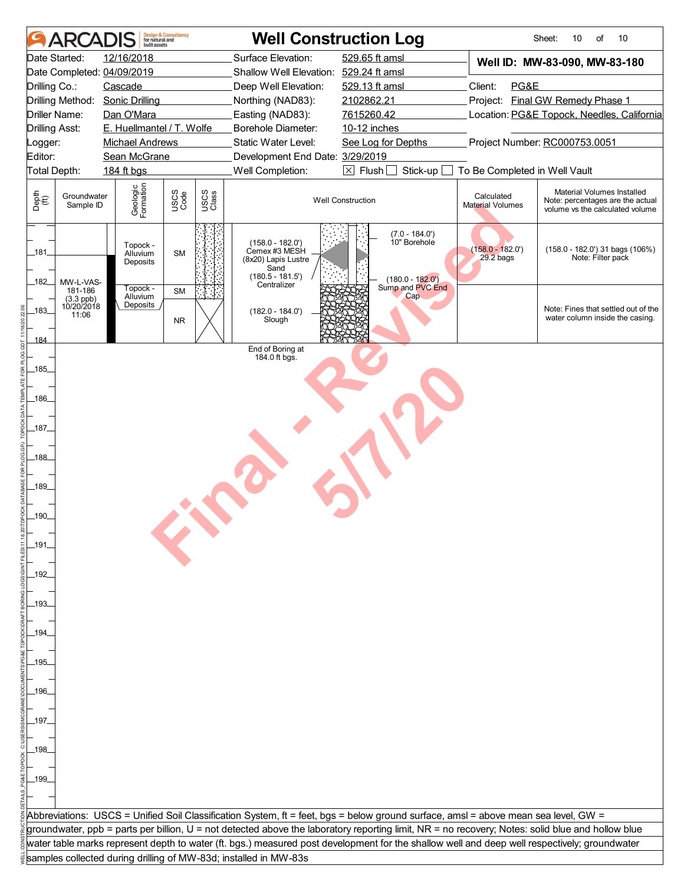# ARCADIS Well Construction Log

| | | | |
|---|---|---|---|
| Date Started: 12/16/2018 | Surface Elevation: 529.65 ft amsl | **Well ID: MW-83-090, MW-83-180** | |
| Date Completed: 04/09/2019 | Shallow Well Elevation: 529.24 ft amsl | | |
| Drilling Co.: Cascade | Deep Well Elevation: 529.13 ft amsl | Client: PG&E | |
| Drilling Method: Sonic Drilling | Northing (NAD83): 2102862.21 | Project: Final GW Remedy Phase 1 | |
| Driller Name: Dan O'Mara | Easting (NAD83): 7615260.42 | Location: PG&E Topock, Needles, California | |
| Drilling Asst: E. Huellmantel / T. Wolfe | Borehole Diameter: 10-12 inches | | |
| Logger: Michael Andrews | Static Water Level: See Log for Depths | Project Number: RC000753.0051 | |
| Editor: Sean McGrane | Development End Date: 3/29/2019 | | |
| Total Depth: 184 ft bgs | Well Completion: ☒ Flush ☐ Stick-up ☐ To Be Completed in Well Vault | | |

| Depth (ft) | Groundwater Sample ID | Geologic Formation | USCS Code | USCS Class | Well Construction | Calculated Material Volumes | Material Volumes Installed Note: percentages are the actual volume vs the calculated volume |
|---|---|---|---|---|---|---|---|
| 181 | | Topock - Alluvium Deposits | SM | | (158.0 - 182.0') Cemex #3 MESH (8x20) Lapis Lustre Sand; (180.5 - 181.5') Centralizer; (7.0 - 184.0') 10" Borehole | (158.0 - 182.0') 29.2 bags | (158.0 - 182.0') 31 bags (106%) Note: Filter pack |
| 182 | MW-L-VAS-181-186 (3.3 ppb) 10/20/2018 11:06 | Topock - Alluvium Deposits | SM | | (180.0 - 182.0') Sump and PVC End Cap | | |
| 183–184 | | | NR | | (182.0 - 184.0') Slough | | Note: Fines that settled out of the water column inside the casing. |

End of Boring at 184.0 ft bgs.

Final - Revised 5/7/20

Abbreviations: USCS = Unified Soil Classification System, ft = feet, bgs = below ground surface, amsl = above mean sea level, GW = groundwater, ppb = parts per billion, U = not detected above the laboratory reporting limit, NR = no recovery; Notes: solid blue and hollow blue water table marks represent depth to water (ft. bgs.) measured post development for the shallow well and deep well respectively; groundwater samples collected during drilling of MW-83d; installed in MW-83s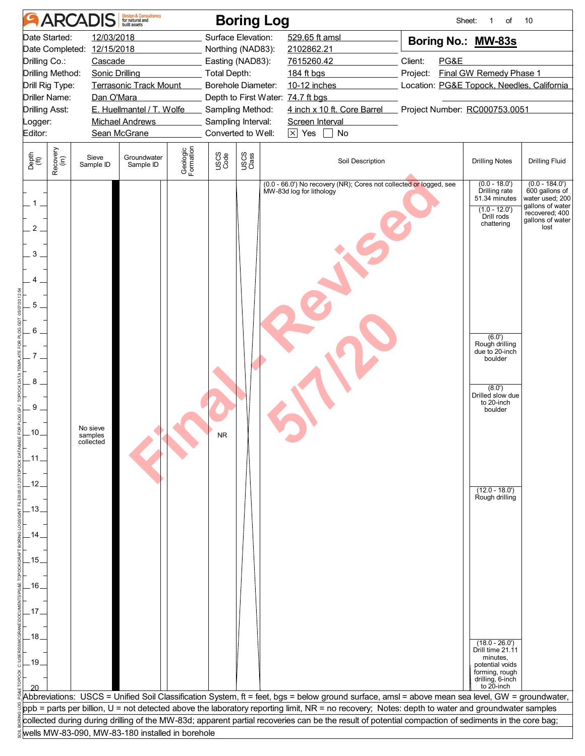# ARCADIS Boring Log

Sheet: 1 of 10

| | | | |
|---|---|---|---|
| Date Started: | 12/03/2018 | Surface Elevation: | 529.65 ft amsl |
| Date Completed: | 12/15/2018 | Northing (NAD83): | 2102862.21 |
| Drilling Co.: | Cascade | Easting (NAD83): | 7615260.42 |
| Drilling Method: | Sonic Drilling | Total Depth: | 184 ft bgs |
| Drill Rig Type: | Terrasonic Track Mount | Borehole Diameter: | 10-12 inches |
| Driller Name: | Dan O'Mara | Depth to First Water: | 74.7 ft bgs |
| Drilling Asst: | E. Huellmantel / T. Wolfe | Sampling Method: | 4 inch x 10 ft. Core Barrel |
| Logger: | Michael Andrews | Sampling Interval: | Screen Interval |
| Editor: | Sean McGrane | Converted to Well: | ☒ Yes ☐ No |

**Boring No.: MW-83s**

Client: PG&E
Project: Final GW Remedy Phase 1
Location: PG&E Topock, Needles, California
Project Number: RC000753.0051

| Depth (ft) | Recovery (in) | Sieve Sample ID | Groundwater Sample ID | Geologic Formation | USCS Code | USCS Class | Soil Description | Drilling Notes | Drilling Fluid |
|---|---|---|---|---|---|---|---|---|---|
| 0–20 | | No sieve samples collected | | | NR | | (0.0 - 66.0') No recovery (NR); Cores not collected or logged, see MW-83d log for lithology | (0.0 - 18.0') Drilling rate 51.34 minutes<br>(1.0 - 12.0') Drill rods chattering<br>(6.0') Rough drilling due to 20-inch boulder<br>(8.0') Drilled slow due to 20-inch boulder<br>(12.0 - 18.0') Rough drilling<br>(18.0 - 26.0') Drill time 21.11 minutes, potential voids forming, rough drilling, 6-inch to 20-inch | (0.0 - 184.0') 600 gallons of water used; 200 gallons of water recovered; 400 gallons of water lost |

Final - Revised 5/7/20

Abbreviations: USCS = Unified Soil Classification System, ft = feet, bgs = below ground surface, amsl = above mean sea level, GW = groundwater, ppb = parts per billion, U = not detected above the laboratory reporting limit, NR = no recovery; Notes: depth to water and groundwater samples collected during during drilling of the MW-83d; apparent partial recoveries can be the result of potential compaction of sediments in the core bag; wells MW-83-090, MW-83-180 installed in borehole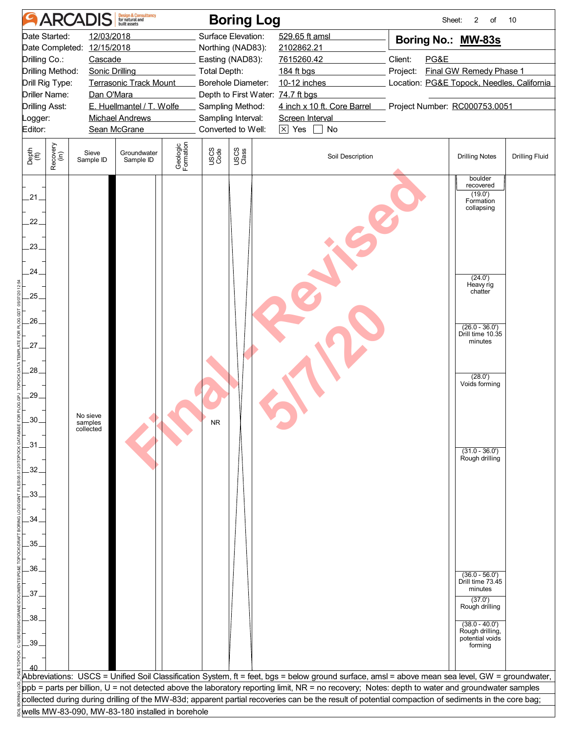# ARCADIS Boring Log

**Boring No.: MW-83s**

| | | | |
|---|---|---|---|
| Date Started: | 12/03/2018 | Surface Elevation: | 529.65 ft amsl |
| Date Completed: | 12/15/2018 | Northing (NAD83): | 2102862.21 |
| Drilling Co.: | Cascade | Easting (NAD83): | 7615260.42 |
| Drilling Method: | Sonic Drilling | Total Depth: | 184 ft bgs |
| Drill Rig Type: | Terrasonic Track Mount | Borehole Diameter: | 10-12 inches |
| Driller Name: | Dan O'Mara | Depth to First Water: | 74.7 ft bgs |
| Drilling Asst: | E. Huellmantel / T. Wolfe | Sampling Method: | 4 inch x 10 ft. Core Barrel |
| Logger: | Michael Andrews | Sampling Interval: | Screen Interval |
| Editor: | Sean McGrane | Converted to Well: | ☒ Yes ☐ No |

Client: PG&E
Project: Final GW Remedy Phase 1
Location: PG&E Topock, Needles, California
Project Number: RC000753.0051

Final - Revised 5/7/20

| Depth (ft) | Recovery (in) | Sieve Sample ID | Groundwater Sample ID | Geologic Formation | USCS Code | USCS Class | Soil Description | Drilling Notes | Drilling Fluid |
|---|---|---|---|---|---|---|---|---|---|
| 20–21 | | | | | | | | boulder recovered (19.0') Formation collapsing | |
| 24 | | | | | | | | (24.0') Heavy rig chatter | |
| 26 | | | | | | | | (26.0 - 36.0') Drill time 10.35 minutes | |
| 28 | | | | | | | | (28.0') Voids forming | |
| 30 | | No sieve samples collected | | | NR | | | | |
| 31 | | | | | | | | (31.0 - 36.0') Rough drilling | |
| 36 | | | | | | | | (36.0 - 56.0') Drill time 73.45 minutes | |
| 37 | | | | | | | | (37.0') Rough drilling | |
| 38 | | | | | | | | (38.0 - 40.0') Rough drilling, potential voids forming | |
| 40 | | | | | | | | | |

Abbreviations: USCS = Unified Soil Classification System, ft = feet, bgs = below ground surface, amsl = above mean sea level, GW = groundwater, ppb = parts per billion, U = not detected above the laboratory reporting limit, NR = no recovery; Notes: depth to water and groundwater samples collected during during drilling of the MW-83d; apparent partial recoveries can be the result of potential compaction of sediments in the core bag; wells MW-83-090, MW-83-180 installed in borehole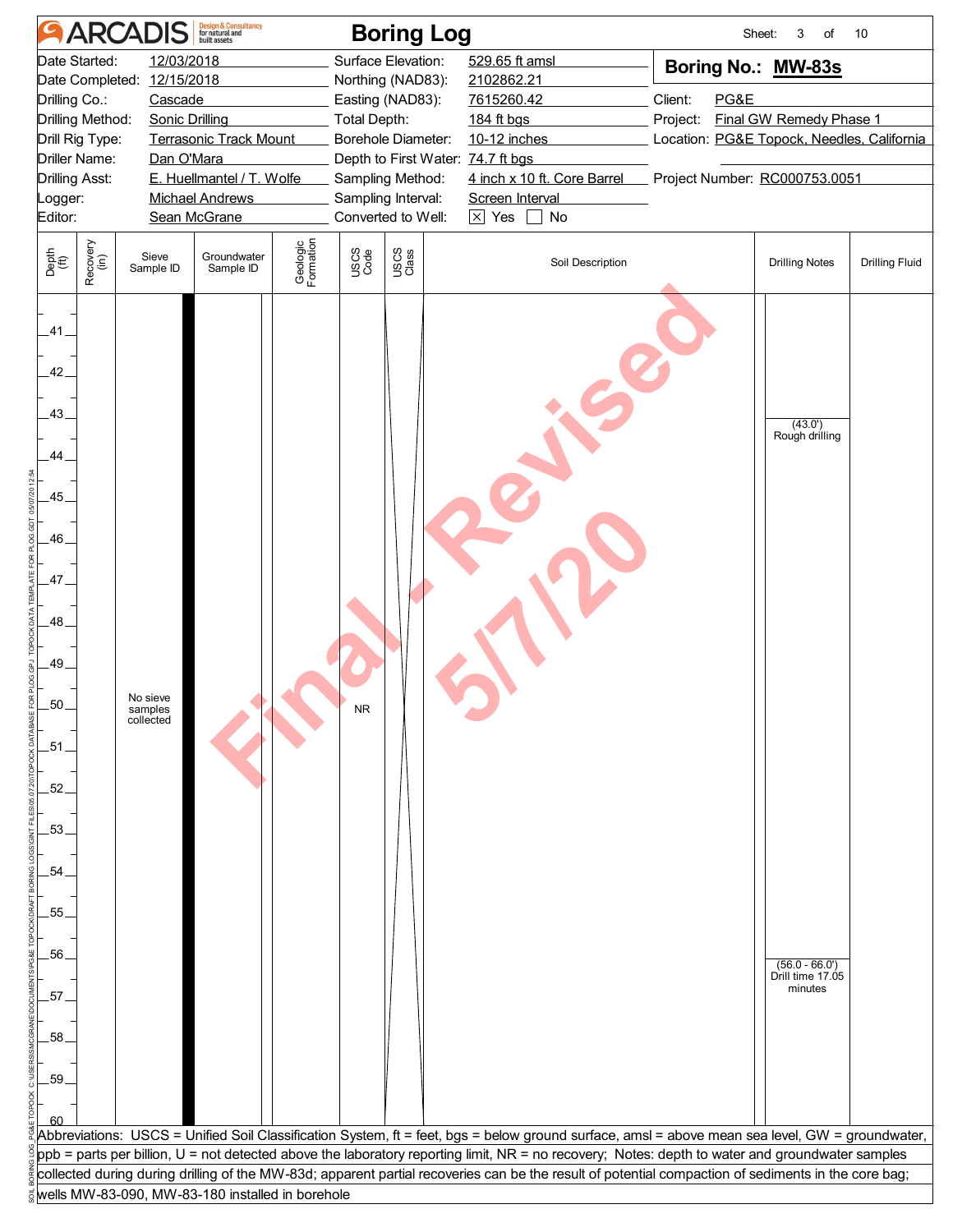# ARCADIS Boring Log

**Boring No.: MW-83s**

| | | | |
|---|---|---|---|
| Date Started: | 12/03/2018 | Surface Elevation: | 529.65 ft amsl |
| Date Completed: | 12/15/2018 | Northing (NAD83): | 2102862.21 |
| Drilling Co.: | Cascade | Easting (NAD83): | 7615260.42 |
| Drilling Method: | Sonic Drilling | Total Depth: | 184 ft bgs |
| Drill Rig Type: | Terrasonic Track Mount | Borehole Diameter: | 10-12 inches |
| Driller Name: | Dan O'Mara | Depth to First Water: | 74.7 ft bgs |
| Drilling Asst: | E. Huellmantel / T. Wolfe | Sampling Method: | 4 inch x 10 ft. Core Barrel |
| Logger: | Michael Andrews | Sampling Interval: | Screen Interval |
| Editor: | Sean McGrane | Converted to Well: | ☒ Yes ☐ No |

Client: PG&E
Project: Final GW Remedy Phase 1
Location: PG&E Topock, Needles, California
Project Number: RC000753.0051

| Depth (ft) | Recovery (in) | Sieve Sample ID | Groundwater Sample ID | Geologic Formation | USCS Code | USCS Class | Soil Description | Drilling Notes | Drilling Fluid |
|---|---|---|---|---|---|---|---|---|---|
| 41–60 | | No sieve samples collected | | | NR | | | (43.0') Rough drilling; (56.0 - 66.0') Drill time 17.05 minutes | |

Final - Revised 5/7/20

Abbreviations: USCS = Unified Soil Classification System, ft = feet, bgs = below ground surface, amsl = above mean sea level, GW = groundwater, ppb = parts per billion, U = not detected above the laboratory reporting limit, NR = no recovery; Notes: depth to water and groundwater samples collected during during drilling of the MW-83d; apparent partial recoveries can be the result of potential compaction of sediments in the core bag; wells MW-83-090, MW-83-180 installed in borehole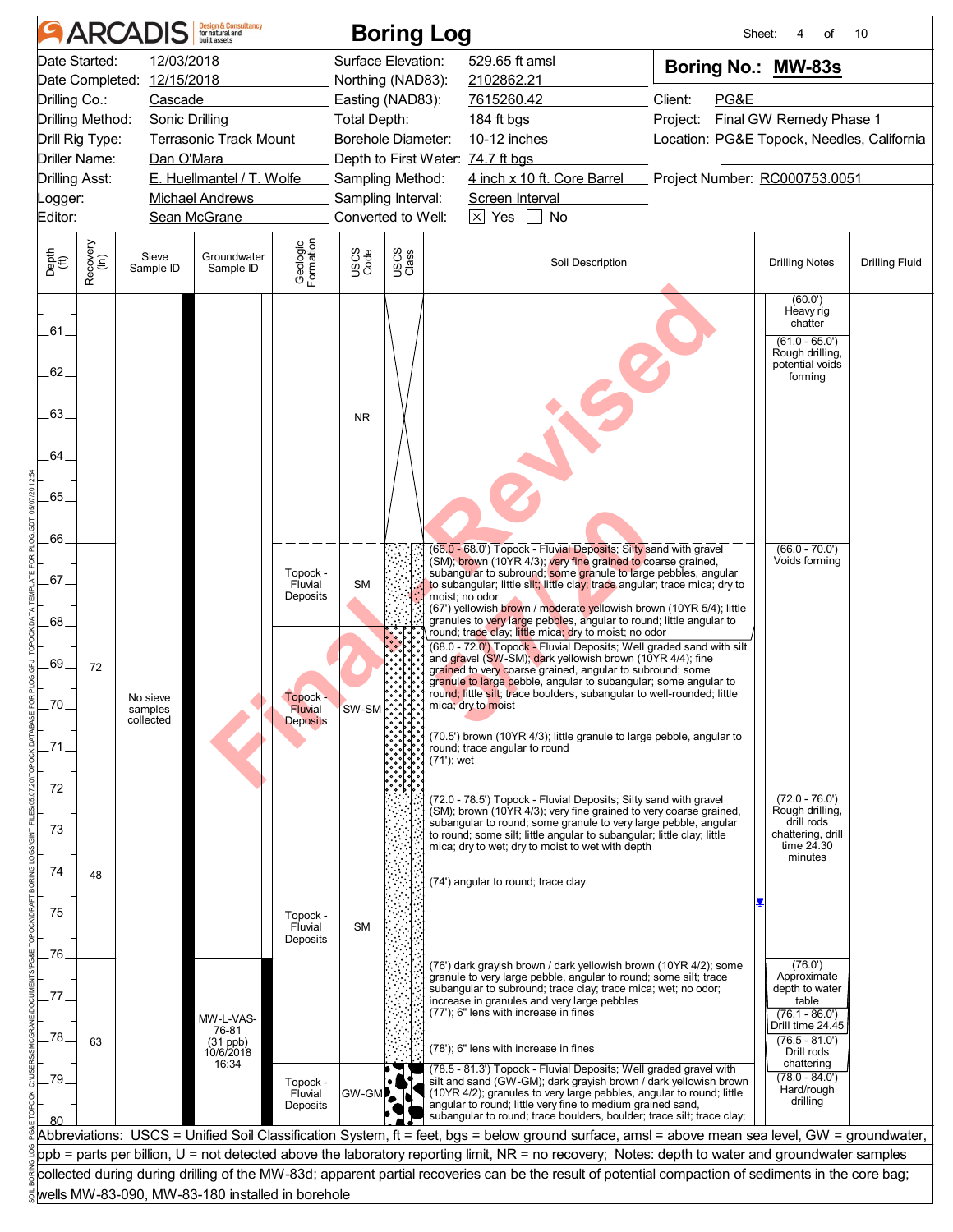# ARCADIS Boring Log

Sheet: 4 of 10

| | | | |
|---|---|---|---|
| Date Started: | 12/03/2018 | Surface Elevation: | 529.65 ft amsl |
| Date Completed: | 12/15/2018 | Northing (NAD83): | 2102862.21 |
| Drilling Co.: | Cascade | Easting (NAD83): | 7615260.42 |
| Drilling Method: | Sonic Drilling | Total Depth: | 184 ft bgs |
| Drill Rig Type: | Terrasonic Track Mount | Borehole Diameter: | 10-12 inches |
| Driller Name: | Dan O'Mara | Depth to First Water: | 74.7 ft bgs |
| Drilling Asst: | E. Huellmantel / T. Wolfe | Sampling Method: | 4 inch x 10 ft. Core Barrel |
| Logger: | Michael Andrews | Sampling Interval: | Screen Interval |
| Editor: | Sean McGrane | Converted to Well: | [X] Yes [ ] No |

**Boring No.: MW-83s**

Client: PG&E
Project: Final GW Remedy Phase 1
Location: PG&E Topock, Needles, California
Project Number: RC000753.0051

| Depth (ft) | Recovery (in) | Sieve Sample ID | Groundwater Sample ID | Geologic Formation | USCS Code | Soil Description | Drilling Notes |
|---|---|---|---|---|---|---|---|
| 60–66 | | | | | NR | | (60.0') Heavy rig chatter; (61.0 - 65.0') Rough drilling, potential voids forming |
| 66–68 | 72 | No sieve samples collected | | Topock - Fluvial Deposits | SM | (66.0 - 68.0') Topock - Fluvial Deposits; Silty sand with gravel (SM); brown (10YR 4/3); very fine grained to coarse grained, subangular to subround; some granule to large pebbles, angular to subangular; little silt; little clay; trace angular; trace mica; dry to moist; no odor<br>(67') yellowish brown / moderate yellowish brown (10YR 5/4); little granules to very large pebbles, angular to round; little angular to round; trace clay; little mica; dry to moist; no odor | (66.0 - 70.0') Voids forming |
| 68–72 | | | | Topock - Fluvial Deposits | SW-SM | (68.0 - 72.0') Topock - Fluvial Deposits; Well graded sand with silt and gravel (SW-SM); dark yellowish brown (10YR 4/4); fine grained to very coarse grained, angular to subround; some granule to large pebble, angular to subangular; some angular to round; little silt; trace boulders, subangular to well-rounded; little mica; dry to moist<br>(70.5') brown (10YR 4/3); little granule to large pebble, angular to round; trace angular to round<br>(71'); wet | |
| 72–78.5 | 48 / 63 | | MW-L-VAS-76-81 (31 ppb) 10/6/2018 16:34 | Topock - Fluvial Deposits | SM | (72.0 - 78.5') Topock - Fluvial Deposits; Silty sand with gravel (SM); brown (10YR 4/3); very fine grained to very coarse grained, subangular to round; some granule to very large pebble, angular to round; some silt; little angular to subangular; little clay; little mica; dry to wet; dry to moist to wet with depth<br>(74') angular to round; trace clay<br>(76') dark grayish brown / dark yellowish brown (10YR 4/2); some granule to very large pebble, angular to round; some silt; trace subangular to subround; trace clay; trace mica; wet; no odor; increase in granules and very large pebbles<br>(77'); 6" lens with increase in fines<br>(78'); 6" lens with increase in fines | (72.0 - 76.0') Rough drilling, drill rods chattering, drill time 24.30 minutes<br>(76.0') Approximate depth to water table<br>(76.1 - 86.0') Drill time 24.45<br>(76.5 - 81.0') Drill rods chattering |
| 78.5–80 | | | | Topock - Fluvial Deposits | GW-GM | (78.5 - 81.3') Topock - Fluvial Deposits; Well graded gravel with silt and sand (GW-GM); dark grayish brown / dark yellowish brown (10YR 4/2); granules to very large pebbles, angular to round; little angular to round; little very fine to medium grained sand, subangular to round; trace boulders, boulder; trace silt; trace clay; | (78.0 - 84.0') Hard/rough drilling |

Abbreviations: USCS = Unified Soil Classification System, ft = feet, bgs = below ground surface, amsl = above mean sea level, GW = groundwater, ppb = parts per billion, U = not detected above the laboratory reporting limit, NR = no recovery; Notes: depth to water and groundwater samples collected during drilling of the MW-83d; apparent partial recoveries can be the result of potential compaction of sediments in the core bag; wells MW-83-090, MW-83-180 installed in borehole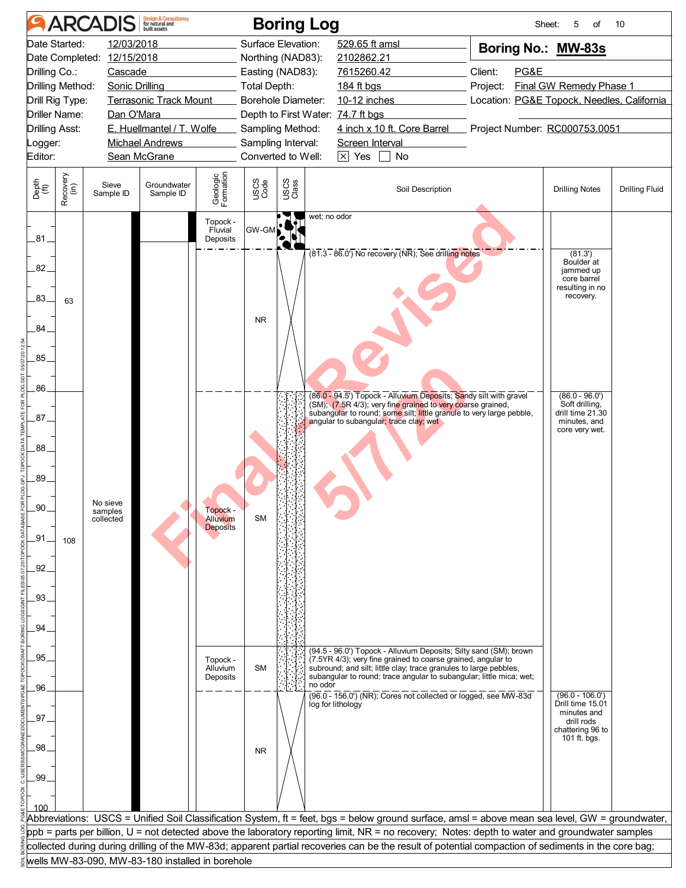# ARCADIS Boring Log

Sheet: 5 of 10

| | | | |
|---|---|---|---|
| Date Started: | 12/03/2018 | Surface Elevation: | 529.65 ft amsl |
| Date Completed: | 12/15/2018 | Northing (NAD83): | 2102862.21 |
| Drilling Co.: | Cascade | Easting (NAD83): | 7615260.42 |
| Drilling Method: | Sonic Drilling | Total Depth: | 184 ft bgs |
| Drill Rig Type: | Terrasonic Track Mount | Borehole Diameter: | 10-12 inches |
| Driller Name: | Dan O'Mara | Depth to First Water: | 74.7 ft bgs |
| Drilling Asst: | E. Huellmantel / T. Wolfe | Sampling Method: | 4 inch x 10 ft. Core Barrel |
| Logger: | Michael Andrews | Sampling Interval: | Screen Interval |
| Editor: | Sean McGrane | Converted to Well: | [X] Yes [ ] No |

**Boring No.: MW-83s**

Client: PG&E
Project: Final GW Remedy Phase 1
Location: PG&E Topock, Needles, California
Project Number: RC000753.0051

| Depth (ft) | Recovery (in) | Sieve Sample ID | Groundwater Sample ID | Geologic Formation | USCS Code | Soil Description | Drilling Notes | Drilling Fluid |
|---|---|---|---|---|---|---|---|---|
| 81 | | | | Topock - Fluvial Deposits | GW-GM | wet; no odor | | |
| 81.3–86 | 63 | | | | NR | (81.3 - 86.0') No recovery (NR); See drilling notes | (81.3') Boulder at jammed up core barrel resulting in no recovery. | |
| 86–94.5 | 108 | No sieve samples collected | | Topock - Alluvium Deposits | SM | (86.0 - 94.5') Topock - Alluvium Deposits; Sandy silt with gravel (SM); (7.5R 4/3); very fine grained to very coarse grained, subangular to round; some silt; little granule to very large pebble, angular to subangular; trace clay; wet | (86.0 - 96.0') Soft drilling, drill time 21.30 minutes, and core very wet. | |
| 94.5–96 | | | | Topock - Alluvium Deposits | SM | (94.5 - 96.0') Topock - Alluvium Deposits; Silty sand (SM); brown (7.5YR 4/3); very fine grained to coarse grained, angular to subround; and silt; little clay; trace granules to large pebbles, subangular to round; trace angular to subangular; little mica; wet; no odor | | |
| 96–100 | | | | | NR | (96.0 - 156.0') (NR); Cores not collected or logged, see MW-83d log for lithology | (96.0 - 106.0') Drill time 15.01 minutes and drill rods chattering 96 to 101 ft. bgs. | |

Abbreviations: USCS = Unified Soil Classification System, ft = feet, bgs = below ground surface, amsl = above mean sea level, GW = groundwater, ppb = parts per billion, U = not detected above the laboratory reporting limit, NR = no recovery; Notes: depth to water and groundwater samples collected during during drilling of the MW-83d; apparent partial recoveries can be the result of potential compaction of sediments in the core bag; wells MW-83-090, MW-83-180 installed in borehole

Final - Revised 5/7/20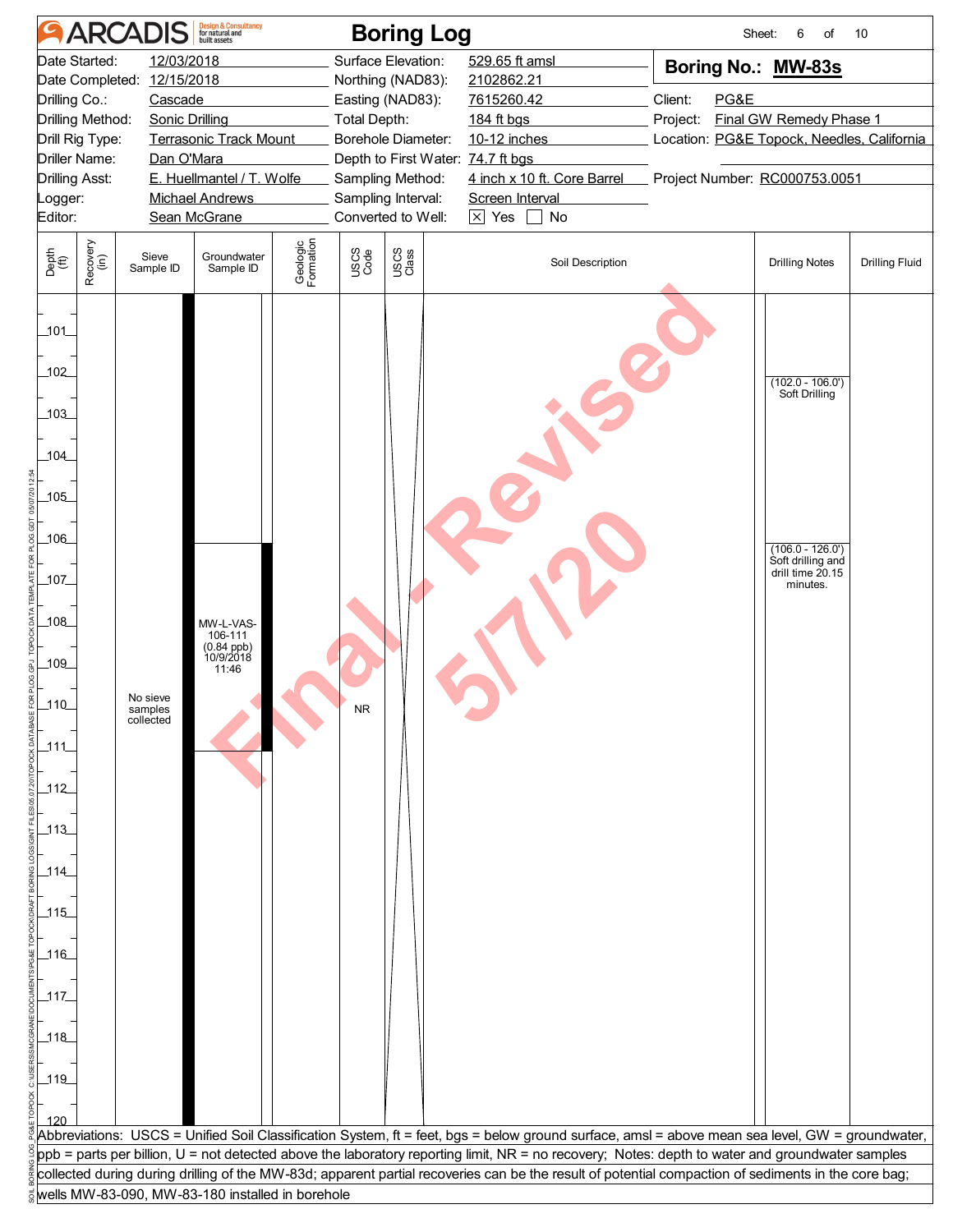# Boring Log

**Boring No.: MW-83s**

| | | | |
|---|---|---|---|
| Date Started: | 12/03/2018 | Surface Elevation: | 529.65 ft amsl |
| Date Completed: | 12/15/2018 | Northing (NAD83): | 2102862.21 |
| Drilling Co.: | Cascade | Easting (NAD83): | 7615260.42 |
| Drilling Method: | Sonic Drilling | Total Depth: | 184 ft bgs |
| Drill Rig Type: | Terrasonic Track Mount | Borehole Diameter: | 10-12 inches |
| Driller Name: | Dan O'Mara | Depth to First Water: | 74.7 ft bgs |
| Drilling Asst: | E. Huellmantel / T. Wolfe | Sampling Method: | 4 inch x 10 ft. Core Barrel |
| Logger: | Michael Andrews | Sampling Interval: | Screen Interval |
| Editor: | Sean McGrane | Converted to Well: | [X] Yes [ ] No |

Client: PG&E
Project: Final GW Remedy Phase 1
Location: PG&E Topock, Needles, California
Project Number: RC000753.0051

| Depth (ft) | Recovery (in) | Sieve Sample ID | Groundwater Sample ID | Geologic Formation | USCS Code | USCS Class | Soil Description | Drilling Notes | Drilling Fluid |
|---|---|---|---|---|---|---|---|---|---|
| 101–102 | | | | | | | | | |
| 102–106 | | | | | | | | (102.0 - 106.0') Soft Drilling | |
| 106–111 | | | MW-L-VAS-106-111 (0.84 ppb) 10/9/2018 11:46 | | | | | (106.0 - 126.0') Soft drilling and drill time 20.15 minutes. | |
| 101–120 | | No sieve samples collected | | | NR | | | | |

Abbreviations: USCS = Unified Soil Classification System, ft = feet, bgs = below ground surface, amsl = above mean sea level, GW = groundwater, ppb = parts per billion, U = not detected above the laboratory reporting limit, NR = no recovery; Notes: depth to water and groundwater samples collected during during drilling of the MW-83d; apparent partial recoveries can be the result of potential compaction of sediments in the core bag; wells MW-83-090, MW-83-180 installed in borehole

Final - Revised 5/7/20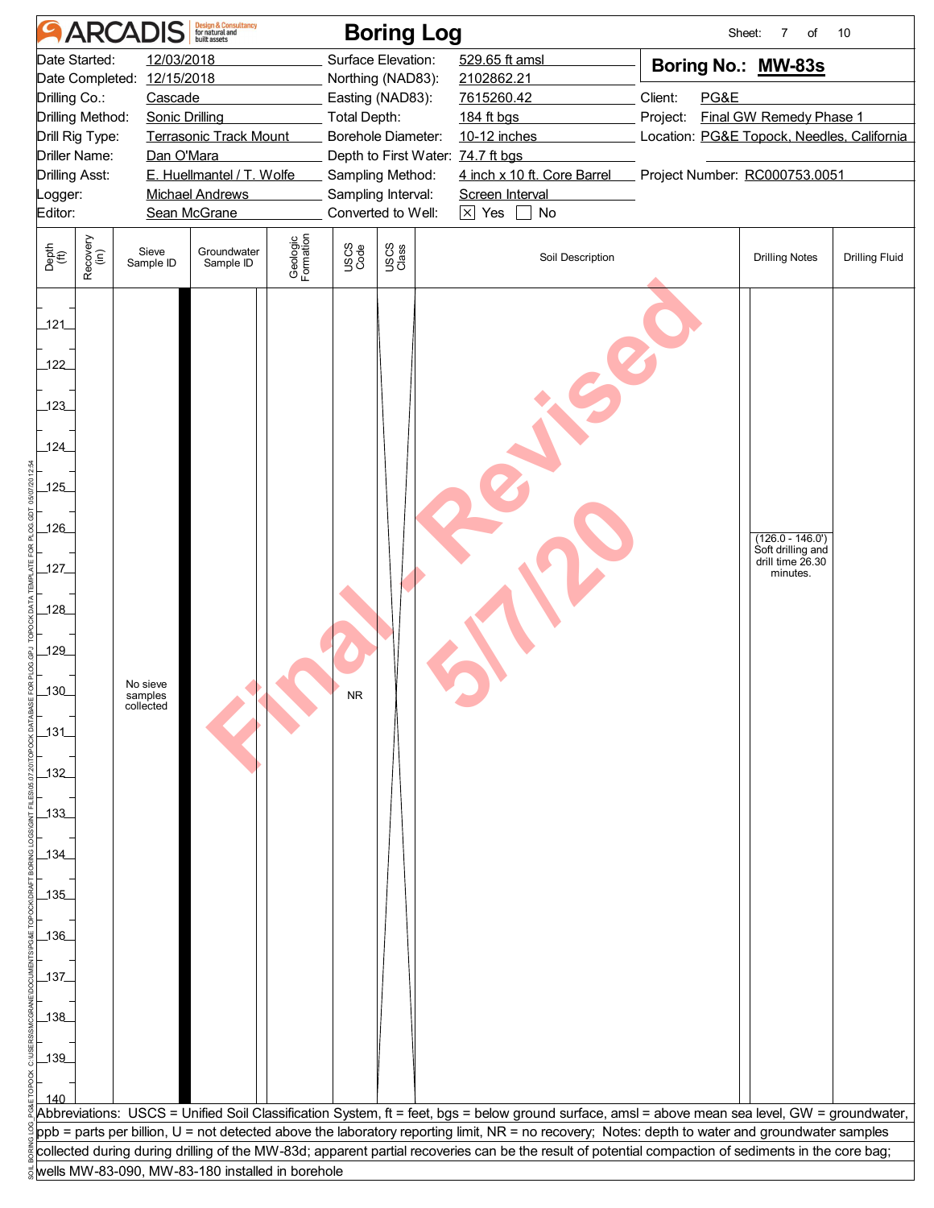# ARCADIS Boring Log

| | | | | | |
|---|---|---|---|---|---|
| Date Started: | 12/03/2018 | Surface Elevation: | 529.65 ft amsl | **Boring No.:** | **MW-83s** |
| Date Completed: | 12/15/2018 | Northing (NAD83): | 2102862.21 | | |
| Drilling Co.: | Cascade | Easting (NAD83): | 7615260.42 | Client: | PG&E |
| Drilling Method: | Sonic Drilling | Total Depth: | 184 ft bgs | Project: | Final GW Remedy Phase 1 |
| Drill Rig Type: | Terrasonic Track Mount | Borehole Diameter: | 10-12 inches | Location: | PG&E Topock, Needles, California |
| Driller Name: | Dan O'Mara | Depth to First Water: | 74.7 ft bgs | | |
| Drilling Asst: | E. Huellmantel / T. Wolfe | Sampling Method: | 4 inch x 10 ft. Core Barrel | Project Number: | RC000753.0051 |
| Logger: | Michael Andrews | Sampling Interval: | Screen Interval | | |
| Editor: | Sean McGrane | Converted to Well: | ☒ Yes ☐ No | | |

| Depth (ft) | Recovery (in) | Sieve Sample ID | Groundwater Sample ID | Geologic Formation | USCS Code | USCS Class | Soil Description | Drilling Notes | Drilling Fluid |
|---|---|---|---|---|---|---|---|---|---|
| 121–125 | | | | | | | | | |
| 126 | | | | | | | | (126.0 - 146.0') Soft drilling and drill time 26.30 minutes. | |
| 127–129 | | | | | | | | | |
| 130 | | No sieve samples collected | | | NR | | | | |
| 131–140 | | | | | | | | | |

Final - Revised 5/7/20

Abbreviations: USCS = Unified Soil Classification System, ft = feet, bgs = below ground surface, amsl = above mean sea level, GW = groundwater, ppb = parts per billion, U = not detected above the laboratory reporting limit, NR = no recovery; Notes: depth to water and groundwater samples collected during during drilling of the MW-83d; apparent partial recoveries can be the result of potential compaction of sediments in the core bag; wells MW-83-090, MW-83-180 installed in borehole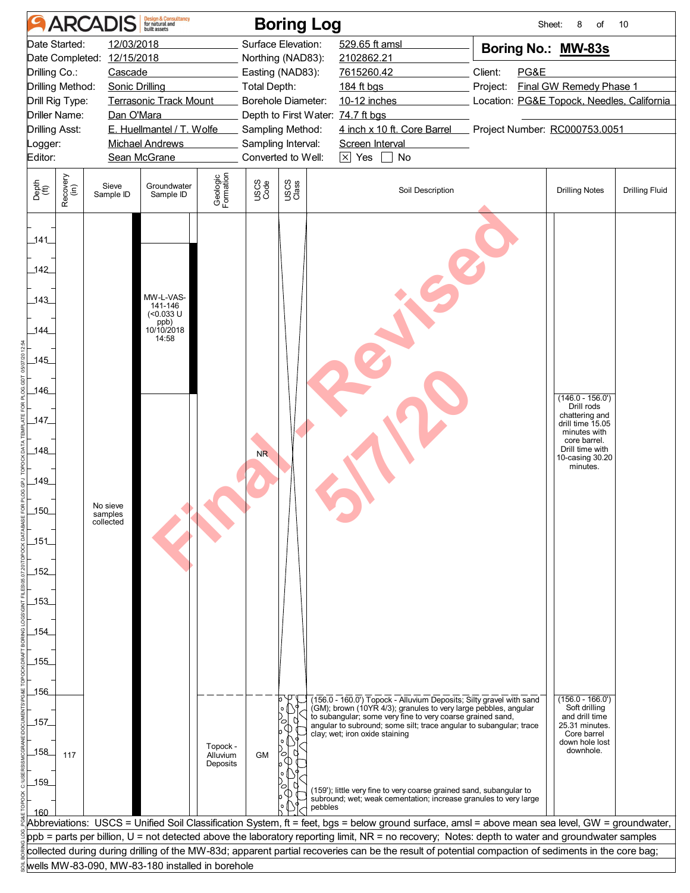# ARCADIS Boring Log

Sheet: 8 of 10

| | | | | | |
|---|---|---|---|---|---|
| Date Started: | 12/03/2018 | Surface Elevation: | 529.65 ft amsl | **Boring No.:** | **MW-83s** |
| Date Completed: | 12/15/2018 | Northing (NAD83): | 2102862.21 | | |
| Drilling Co.: | Cascade | Easting (NAD83): | 7615260.42 | Client: | PG&E |
| Drilling Method: | Sonic Drilling | Total Depth: | 184 ft bgs | Project: | Final GW Remedy Phase 1 |
| Drill Rig Type: | Terrasonic Track Mount | Borehole Diameter: | 10-12 inches | Location: | PG&E Topock, Needles, California |
| Driller Name: | Dan O'Mara | Depth to First Water: | 74.7 ft bgs | | |
| Drilling Asst: | E. Huellmantel / T. Wolfe | Sampling Method: | 4 inch x 10 ft. Core Barrel | Project Number: | RC000753.0051 |
| Logger: | Michael Andrews | Sampling Interval: | Screen Interval | | |
| Editor: | Sean McGrane | Converted to Well: | ☒ Yes ☐ No | | |

| Depth (ft) | Recovery (in) | Sieve Sample ID | Groundwater Sample ID | Geologic Formation | USCS Code | USCS Class | Soil Description | Drilling Notes | Drilling Fluid |
|---|---|---|---|---|---|---|---|---|---|
| 141–146 | | No sieve samples collected | MW-L-VAS-141-146 (<0.033 U ppb) 10/10/2018 14:58 | | | | | | |
| 146–156 | | | | | NR | | | (146.0 - 156.0') Drill rods chattering and drill time 15.05 minutes with core barrel. Drill time with 10-casing 30.20 minutes. | |
| 156–160 | 117 | | | Topock - Alluvium Deposits | GM | | (156.0 - 160.0') Topock - Alluvium Deposits; Silty gravel with sand (GM); brown (10YR 4/3); granules to very large pebbles, angular to subangular; some very fine to very coarse grained sand, angular to subround; some silt; trace angular to subangular; trace clay; wet; iron oxide staining<br>(159'); little very fine to very coarse grained sand, subangular to subround; wet; weak cementation; increase granules to very large pebbles | (156.0 - 166.0') Soft drilling and drill time 25.31 minutes. Core barrel down hole lost downhole. | |

Abbreviations: USCS = Unified Soil Classification System, ft = feet, bgs = below ground surface, amsl = above mean sea level, GW = groundwater, ppb = parts per billion, U = not detected above the laboratory reporting limit, NR = no recovery; Notes: depth to water and groundwater samples collected during during drilling of the MW-83d; apparent partial recoveries can be the result of potential compaction of sediments in the core bag; wells MW-83-090, MW-83-180 installed in borehole

Final - Revised 5/7/20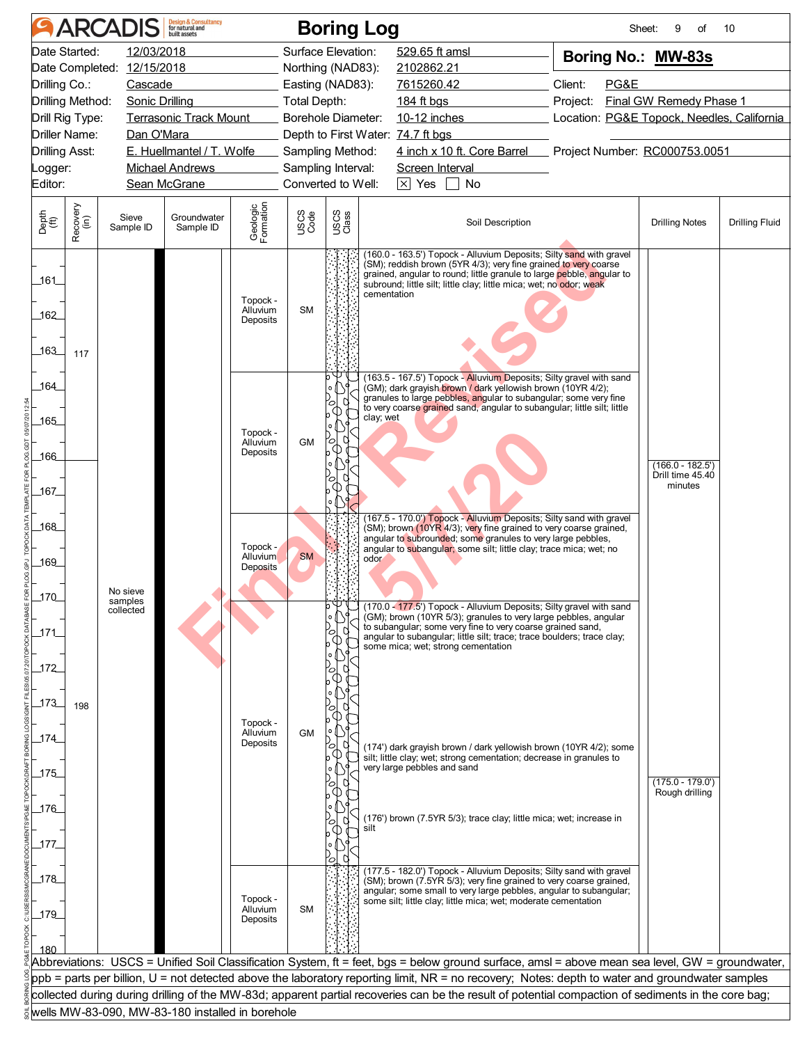# ARCADIS Boring Log

| | | | | | |
|---|---|---|---|---|---|
| Date Started: | 12/03/2018 | Surface Elevation: | 529.65 ft amsl | **Boring No.: MW-83s** | |
| Date Completed: | 12/15/2018 | Northing (NAD83): | 2102862.21 | | |
| Drilling Co.: | Cascade | Easting (NAD83): | 7615260.42 | Client: | PG&E |
| Drilling Method: | Sonic Drilling | Total Depth: | 184 ft bgs | Project: | Final GW Remedy Phase 1 |
| Drill Rig Type: | Terrasonic Track Mount | Borehole Diameter: | 10-12 inches | Location: | PG&E Topock, Needles, California |
| Driller Name: | Dan O'Mara | Depth to First Water: | 74.7 ft bgs | | |
| Drilling Asst: | E. Huellmantel / T. Wolfe | Sampling Method: | 4 inch x 10 ft. Core Barrel | Project Number: | RC000753.0051 |
| Logger: | Michael Andrews | Sampling Interval: | Screen Interval | | |
| Editor: | Sean McGrane | Converted to Well: | [X] Yes [ ] No | | |

| Depth (ft) | Recovery (in) | Sieve Sample ID | Groundwater Sample ID | Geologic Formation | USCS Code | Soil Description | Drilling Notes | Drilling Fluid |
|---|---|---|---|---|---|---|---|---|
| 160.0 - 163.5 | 117 | No sieve samples collected | | Topock - Alluvium Deposits | SM | (160.0 - 163.5') Topock - Alluvium Deposits; Silty sand with gravel (SM); reddish brown (5YR 4/3); very fine grained to very coarse grained, angular to round; little granule to large pebble, angular to subround; little silt; little clay; little mica; wet; no odor; weak cementation | | |
| 163.5 - 167.5 | | | | Topock - Alluvium Deposits | GM | (163.5 - 167.5') Topock - Alluvium Deposits; Silty gravel with sand (GM); dark grayish brown / dark yellowish brown (10YR 4/2); granules to large pebbles, angular to subangular; some very fine to very coarse grained sand, angular to subangular; little silt; little clay; wet | (166.0 - 182.5') Drill time 45.40 minutes | |
| 167.5 - 170.0 | 198 | | | Topock - Alluvium Deposits | SM | (167.5 - 170.0') Topock - Alluvium Deposits; Silty sand with gravel (SM); brown (10YR 4/3); very fine grained to very coarse grained, angular to subrounded; some granules to very large pebbles, angular to subangular; some silt; little clay; trace mica; wet; no odor | | |
| 170.0 - 177.5 | | | | Topock - Alluvium Deposits | GM | (170.0 - 177.5') Topock - Alluvium Deposits; Silty gravel with sand (GM); brown (10YR 5/3); granules to very large pebbles, angular to subangular; some very fine to very coarse grained sand, angular to subangular; little silt; trace; trace boulders; trace clay; some mica; wet; strong cementation<br>(174') dark grayish brown / dark yellowish brown (10YR 4/2); some silt; little clay; wet; strong cementation; decrease in granules to very large pebbles and sand<br>(176') brown (7.5YR 5/3); trace clay; little mica; wet; increase in silt | (175.0 - 179.0') Rough drilling | |
| 177.5 - 180 | | | | Topock - Alluvium Deposits | SM | (177.5 - 182.0') Topock - Alluvium Deposits; Silty sand with gravel (SM); brown (7.5YR 5/3); very fine grained to very coarse grained, angular; some small to very large pebbles, angular to subangular; some silt; little clay; little mica; wet; moderate cementation | | |

Abbreviations: USCS = Unified Soil Classification System, ft = feet, bgs = below ground surface, amsl = above mean sea level, GW = groundwater, ppb = parts per billion, U = not detected above the laboratory reporting limit, NR = no recovery; Notes: depth to water and groundwater samples collected during during drilling of the MW-83d; apparent partial recoveries can be the result of potential compaction of sediments in the core bag; wells MW-83-090, MW-83-180 installed in borehole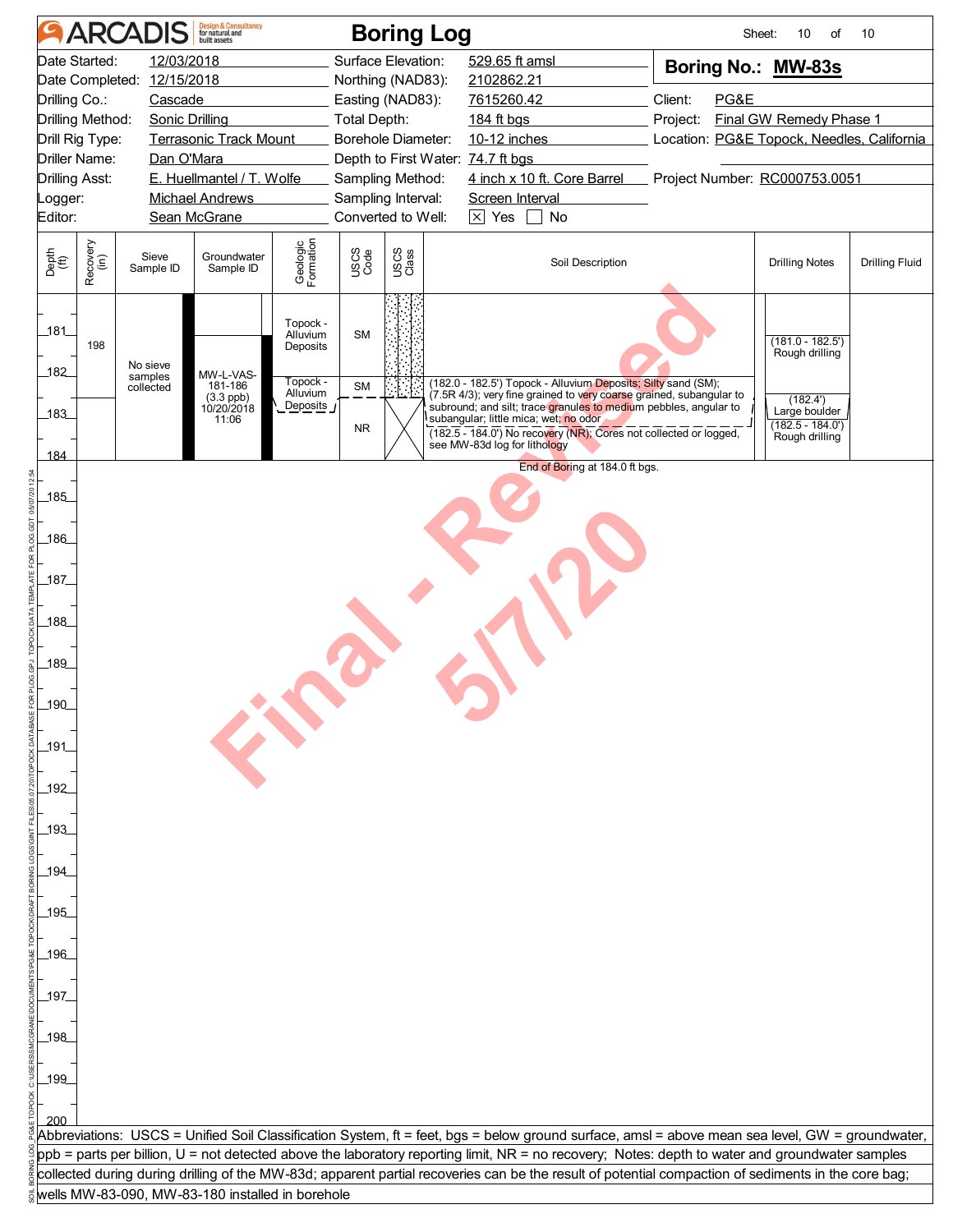# ARCADIS — Boring Log

Sheet: 10 of 10

**Boring No.: MW-83s**

| | | | |
|---|---|---|---|
| Date Started: | 12/03/2018 | Surface Elevation: | 529.65 ft amsl |
| Date Completed: | 12/15/2018 | Northing (NAD83): | 2102862.21 |
| Drilling Co.: | Cascade | Easting (NAD83): | 7615260.42 |
| Drilling Method: | Sonic Drilling | Total Depth: | 184 ft bgs |
| Drill Rig Type: | Terrasonic Track Mount | Borehole Diameter: | 10-12 inches |
| Driller Name: | Dan O'Mara | Depth to First Water: | 74.7 ft bgs |
| Drilling Asst: | E. Huellmantel / T. Wolfe | Sampling Method: | 4 inch x 10 ft. Core Barrel |
| Logger: | Michael Andrews | Sampling Interval: | Screen Interval |
| Editor: | Sean McGrane | Converted to Well: | [X] Yes [ ] No |

Client: PG&E
Project: Final GW Remedy Phase 1
Location: PG&E Topock, Needles, California
Project Number: RC000753.0051

| Depth (ft) | Recovery (in) | Sieve Sample ID | Groundwater Sample ID | Geologic Formation | USCS Code | USCS Class | Soil Description | Drilling Notes | Drilling Fluid |
|---|---|---|---|---|---|---|---|---|---|
| 181 | 198 | No sieve samples collected | MW-L-VAS-181-186 (3.3 ppb) 10/20/2018 11:06 | Topock - Alluvium Deposits | SM | | | (181.0 - 182.5') Rough drilling | |
| 182 | | | | Topock - Alluvium Deposits | SM | | (182.0 - 182.5') Topock - Alluvium Deposits; Silty sand (SM); (7.5R 4/3); very fine grained to very coarse grained, subangular to subround; and silt; trace granules to medium pebbles, angular to subangular; little mica; wet; no odor | (182.4') Large boulder | |
| 183 | | | | | NR | | (182.5 - 184.0') No recovery (NR); Cores not collected or logged, see MW-83d log for lithology | (182.5 - 184.0') Rough drilling | |
| 184 | | | | | | | End of Boring at 184.0 ft bgs. | | |

Final - Revised 5/7/20

Abbreviations: USCS = Unified Soil Classification System, ft = feet, bgs = below ground surface, amsl = above mean sea level, GW = groundwater, ppb = parts per billion, U = not detected above the laboratory reporting limit, NR = no recovery; Notes: depth to water and groundwater samples collected during during drilling of the MW-83d; apparent partial recoveries can be the result of potential compaction of sediments in the core bag; wells MW-83-090, MW-83-180 installed in borehole